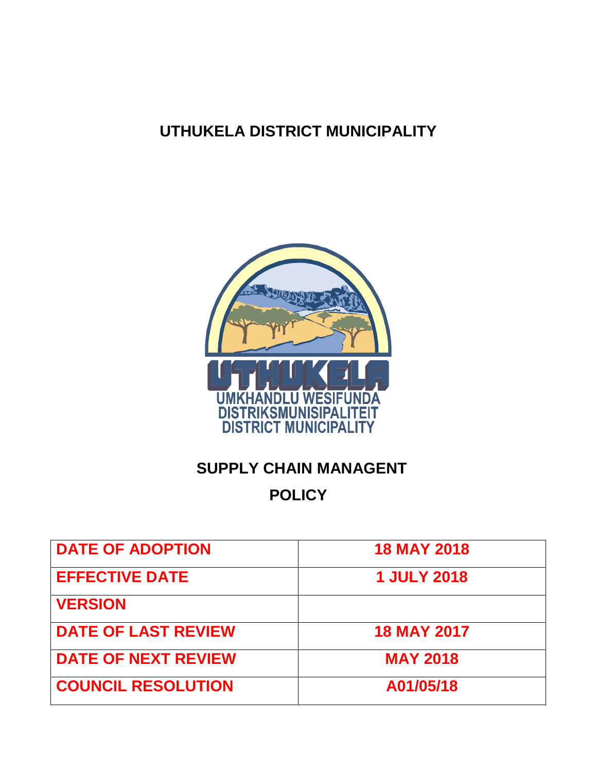# UTHUKELA DISTRICT MUNICIPALITY

UMKHANDLU WESIFUNDA
DISTRIKSMUNISIPALITEIT
DISTRICT MUNICIPALITY

## SUPPLY CHAIN MANAGENT

## POLICY

| DATE OF ADOPTION | 18 MAY 2018 |
| --- | --- |
| EFFECTIVE DATE | 1 JULY 2018 |
| VERSION | |
| DATE OF LAST REVIEW | 18 MAY 2017 |
| DATE OF NEXT REVIEW | MAY 2018 |
| COUNCIL RESOLUTION | A01/05/18 |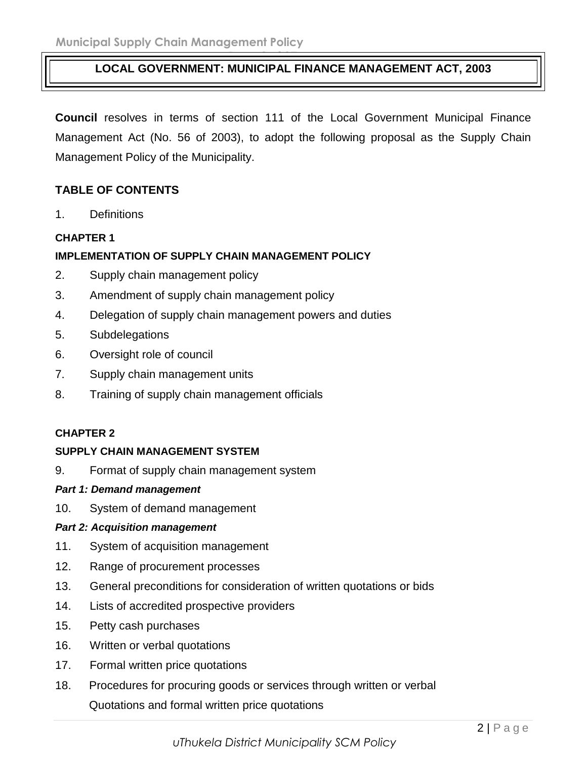# LOCAL GOVERNMENT: MUNICIPAL FINANCE MANAGEMENT ACT, 2003

**Council** resolves in terms of section 111 of the Local Government Municipal Finance Management Act (No. 56 of 2003), to adopt the following proposal as the Supply Chain Management Policy of the Municipality.

## TABLE OF CONTENTS

1. Definitions

### CHAPTER 1

### IMPLEMENTATION OF SUPPLY CHAIN MANAGEMENT POLICY

2. Supply chain management policy
3. Amendment of supply chain management policy
4. Delegation of supply chain management powers and duties
5. Subdelegations
6. Oversight role of council
7. Supply chain management units
8. Training of supply chain management officials

### CHAPTER 2

### SUPPLY CHAIN MANAGEMENT SYSTEM

9. Format of supply chain management system

***Part 1: Demand management***

10. System of demand management

***Part 2: Acquisition management***

11. System of acquisition management
12. Range of procurement processes
13. General preconditions for consideration of written quotations or bids
14. Lists of accredited prospective providers
15. Petty cash purchases
16. Written or verbal quotations
17. Formal written price quotations
18. Procedures for procuring goods or services through written or verbal Quotations and formal written price quotations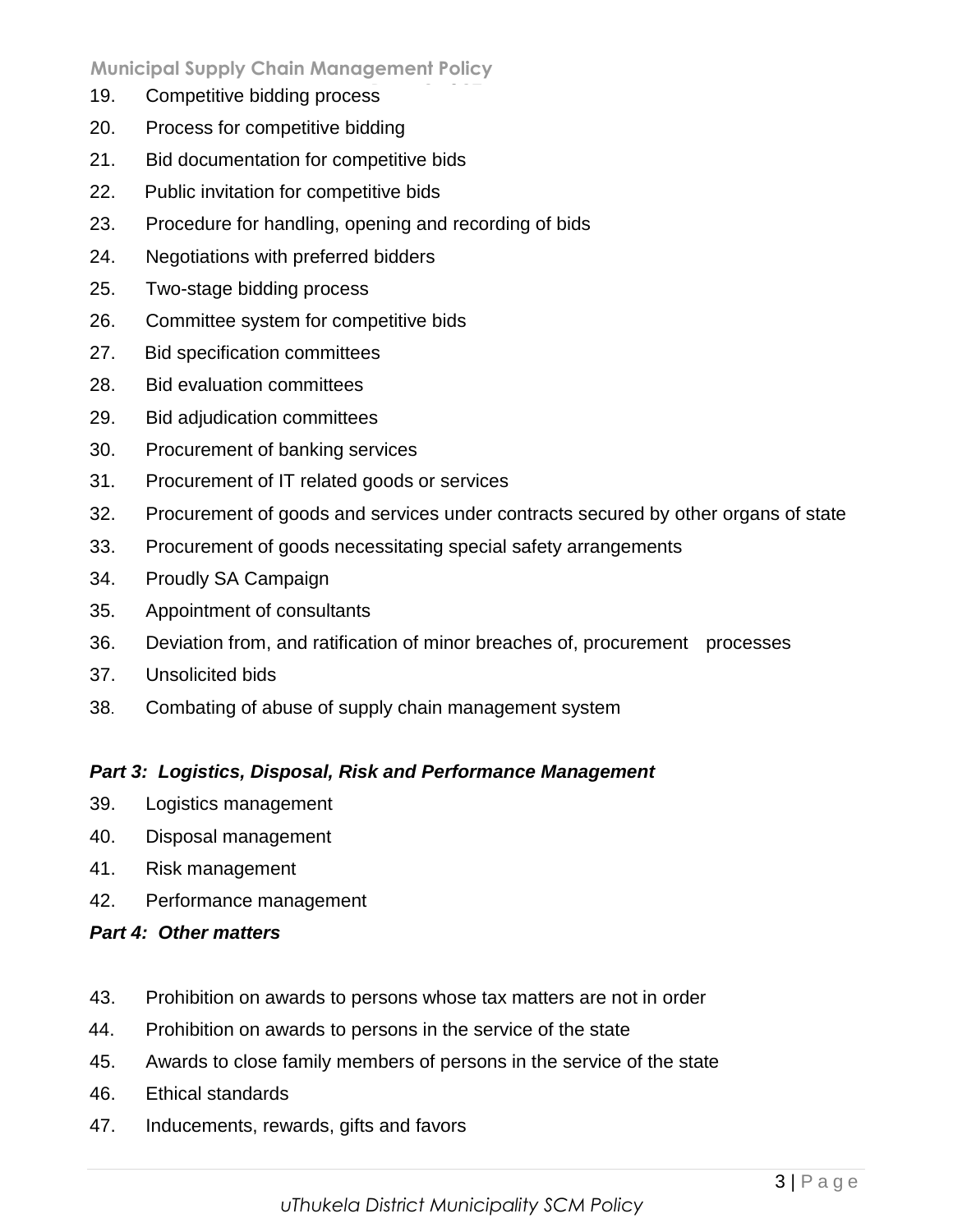19. Competitive bidding process
20. Process for competitive bidding
21. Bid documentation for competitive bids
22. Public invitation for competitive bids
23. Procedure for handling, opening and recording of bids
24. Negotiations with preferred bidders
25. Two-stage bidding process
26. Committee system for competitive bids
27. Bid specification committees
28. Bid evaluation committees
29. Bid adjudication committees
30. Procurement of banking services
31. Procurement of IT related goods or services
32. Procurement of goods and services under contracts secured by other organs of state
33. Procurement of goods necessitating special safety arrangements
34. Proudly SA Campaign
35. Appointment of consultants
36. Deviation from, and ratification of minor breaches of, procurement processes
37. Unsolicited bids
38. Combating of abuse of supply chain management system

***Part 3: Logistics, Disposal, Risk and Performance Management***

39. Logistics management
40. Disposal management
41. Risk management
42. Performance management

***Part 4: Other matters***

43. Prohibition on awards to persons whose tax matters are not in order
44. Prohibition on awards to persons in the service of the state
45. Awards to close family members of persons in the service of the state
46. Ethical standards
47. Inducements, rewards, gifts and favors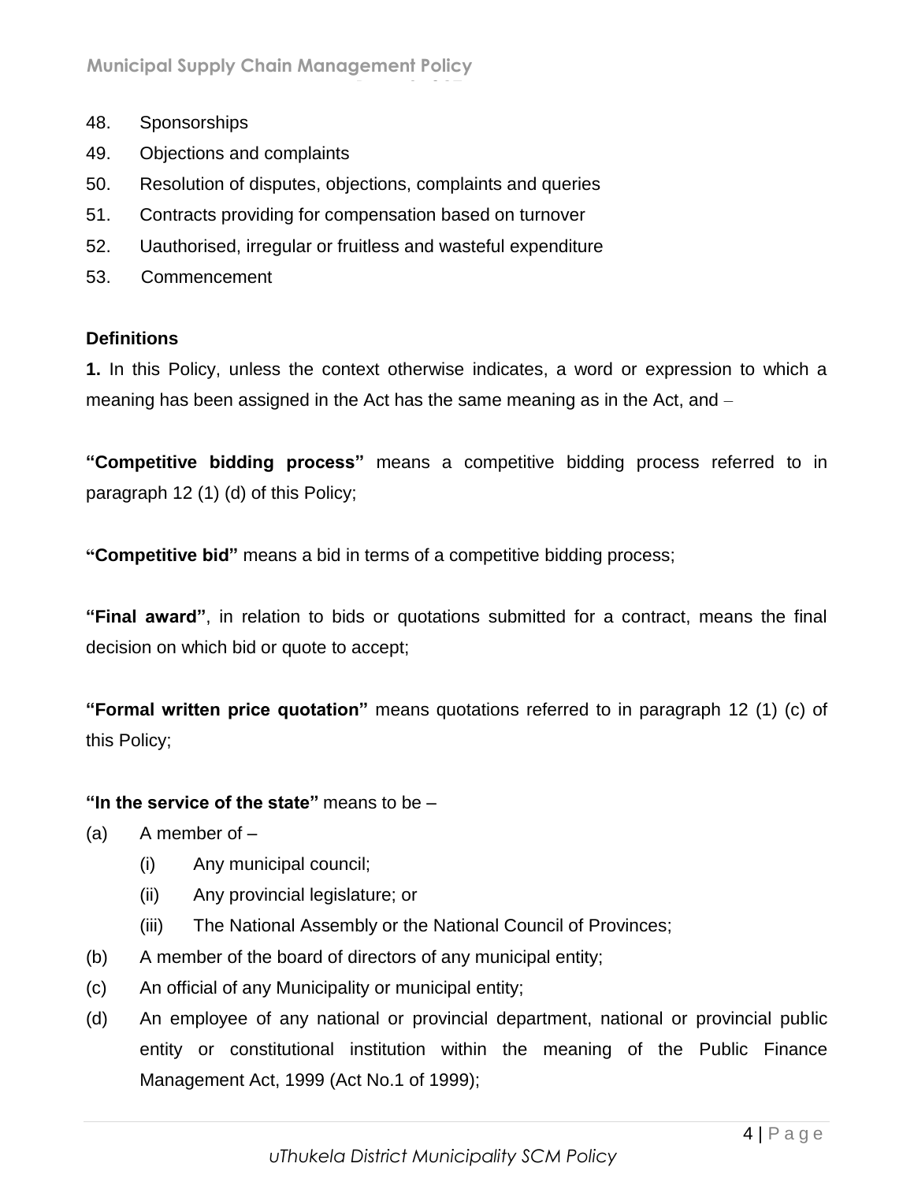48. Sponsorships
49. Objections and complaints
50. Resolution of disputes, objections, complaints and queries
51. Contracts providing for compensation based on turnover
52. Uauthorised, irregular or fruitless and wasteful expenditure
53. Commencement

**Definitions**

**1.** In this Policy, unless the context otherwise indicates, a word or expression to which a meaning has been assigned in the Act has the same meaning as in the Act, and –

**"Competitive bidding process"** means a competitive bidding process referred to in paragraph 12 (1) (d) of this Policy;

**"Competitive bid"** means a bid in terms of a competitive bidding process;

**"Final award"**, in relation to bids or quotations submitted for a contract, means the final decision on which bid or quote to accept;

**"Formal written price quotation"** means quotations referred to in paragraph 12 (1) (c) of this Policy;

**"In the service of the state"** means to be –

(a) A member of –
 (i) Any municipal council;
 (ii) Any provincial legislature; or
 (iii) The National Assembly or the National Council of Provinces;

(b) A member of the board of directors of any municipal entity;

(c) An official of any Municipality or municipal entity;

(d) An employee of any national or provincial department, national or provincial public entity or constitutional institution within the meaning of the Public Finance Management Act, 1999 (Act No.1 of 1999);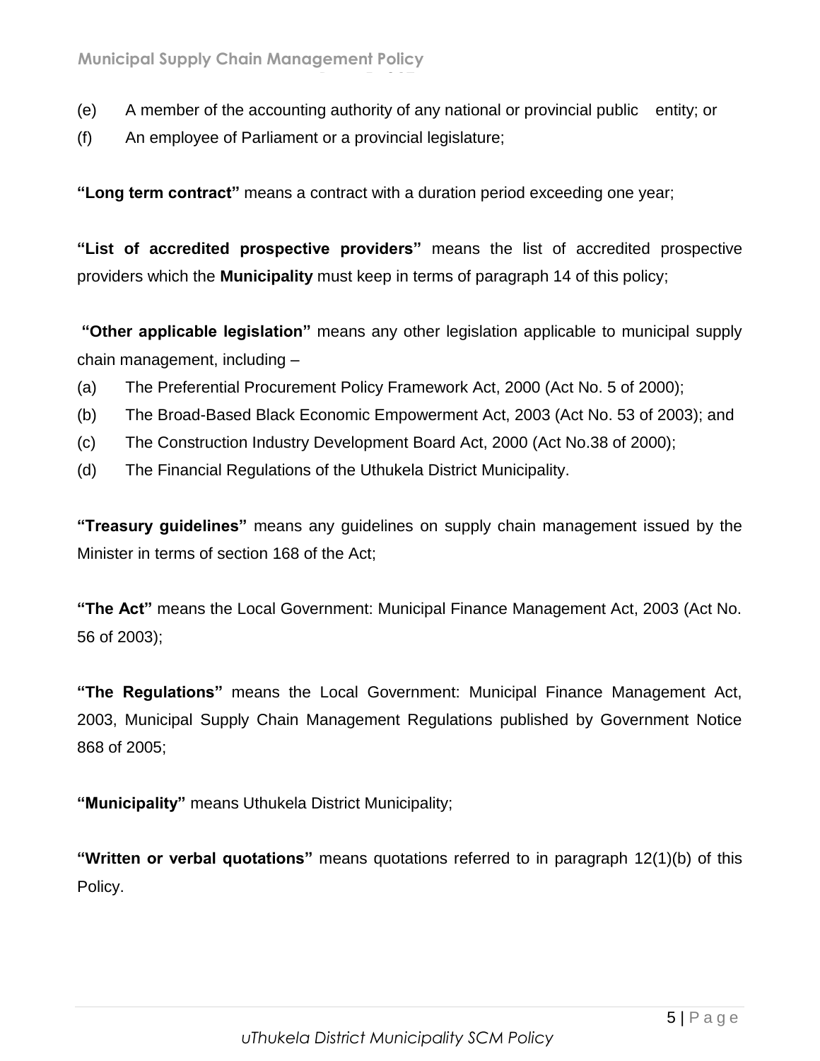(e) A member of the accounting authority of any national or provincial public entity; or

(f) An employee of Parliament or a provincial legislature;

**"Long term contract"** means a contract with a duration period exceeding one year;

**"List of accredited prospective providers"** means the list of accredited prospective providers which the **Municipality** must keep in terms of paragraph 14 of this policy;

**"Other applicable legislation"** means any other legislation applicable to municipal supply chain management, including –

(a) The Preferential Procurement Policy Framework Act, 2000 (Act No. 5 of 2000);

(b) The Broad-Based Black Economic Empowerment Act, 2003 (Act No. 53 of 2003); and

(c) The Construction Industry Development Board Act, 2000 (Act No.38 of 2000);

(d) The Financial Regulations of the Uthukela District Municipality.

**"Treasury guidelines"** means any guidelines on supply chain management issued by the Minister in terms of section 168 of the Act;

**"The Act"** means the Local Government: Municipal Finance Management Act, 2003 (Act No. 56 of 2003);

**"The Regulations"** means the Local Government: Municipal Finance Management Act, 2003, Municipal Supply Chain Management Regulations published by Government Notice 868 of 2005;

**"Municipality"** means Uthukela District Municipality;

**"Written or verbal quotations"** means quotations referred to in paragraph 12(1)(b) of this Policy.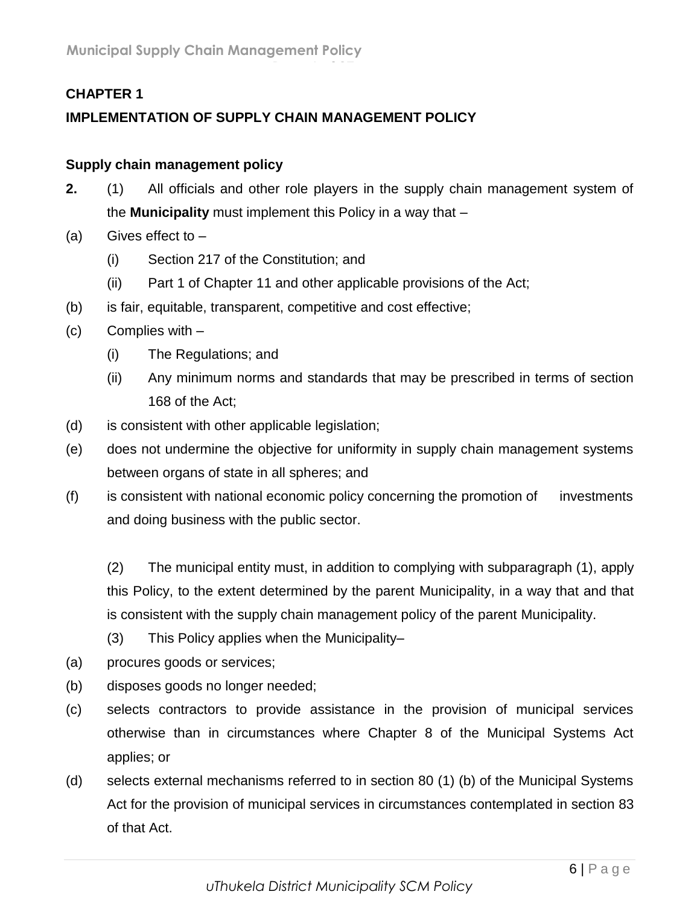## CHAPTER 1

## IMPLEMENTATION OF SUPPLY CHAIN MANAGEMENT POLICY

### Supply chain management policy

**2.** (1) All officials and other role players in the supply chain management system of the **Municipality** must implement this Policy in a way that –

(a) Gives effect to –

  (i) Section 217 of the Constitution; and

  (ii) Part 1 of Chapter 11 and other applicable provisions of the Act;

(b) is fair, equitable, transparent, competitive and cost effective;

(c) Complies with –

  (i) The Regulations; and

  (ii) Any minimum norms and standards that may be prescribed in terms of section 168 of the Act;

(d) is consistent with other applicable legislation;

(e) does not undermine the objective for uniformity in supply chain management systems between organs of state in all spheres; and

(f) is consistent with national economic policy concerning the promotion of investments and doing business with the public sector.

(2) The municipal entity must, in addition to complying with subparagraph (1), apply this Policy, to the extent determined by the parent Municipality, in a way that and that is consistent with the supply chain management policy of the parent Municipality.

(3) This Policy applies when the Municipality–

(a) procures goods or services;

(b) disposes goods no longer needed;

(c) selects contractors to provide assistance in the provision of municipal services otherwise than in circumstances where Chapter 8 of the Municipal Systems Act applies; or

(d) selects external mechanisms referred to in section 80 (1) (b) of the Municipal Systems Act for the provision of municipal services in circumstances contemplated in section 83 of that Act.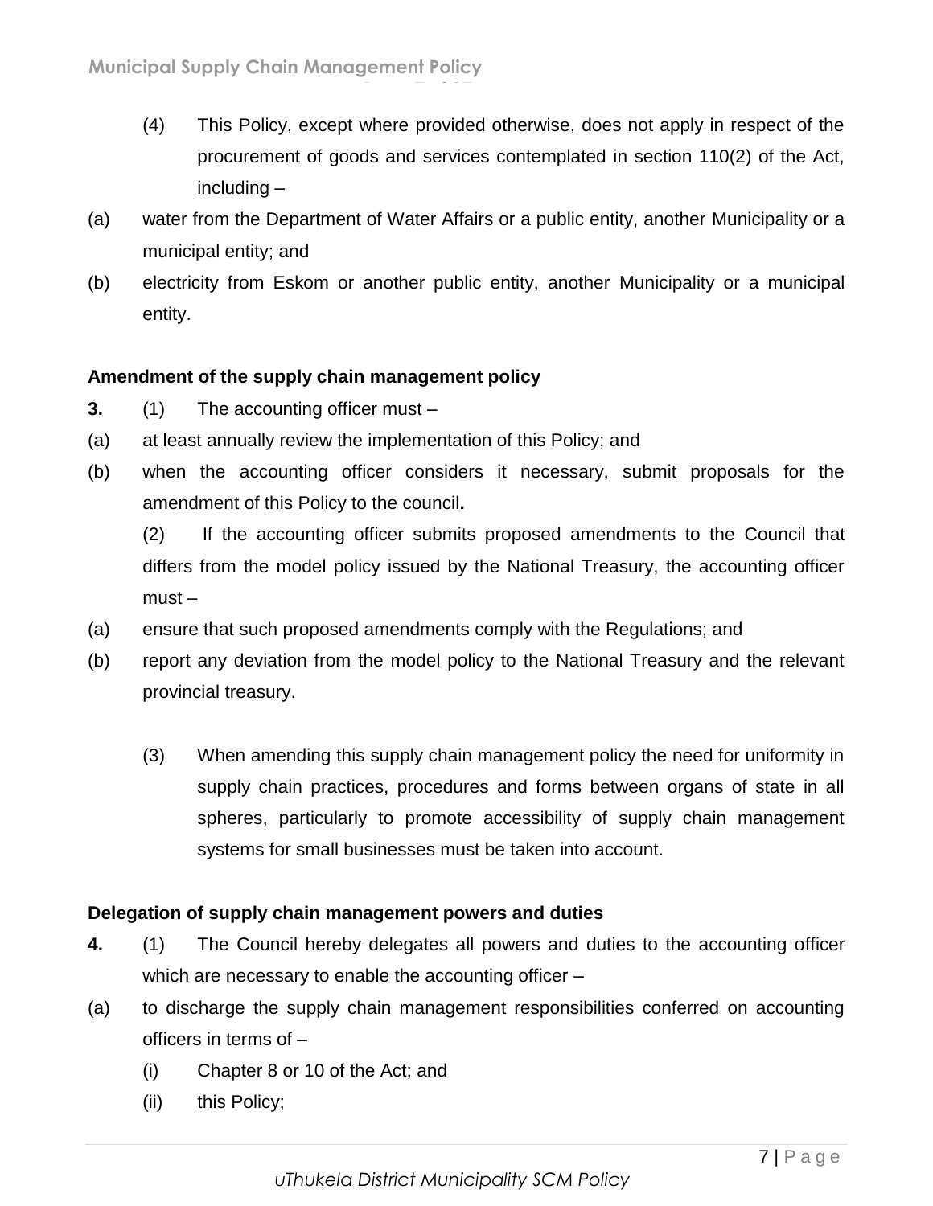(4) This Policy, except where provided otherwise, does not apply in respect of the procurement of goods and services contemplated in section 110(2) of the Act, including –

(a) water from the Department of Water Affairs or a public entity, another Municipality or a municipal entity; and

(b) electricity from Eskom or another public entity, another Municipality or a municipal entity.

**Amendment of the supply chain management policy**

**3.** (1) The accounting officer must –

(a) at least annually review the implementation of this Policy; and

(b) when the accounting officer considers it necessary, submit proposals for the amendment of this Policy to the council**.**

(2) If the accounting officer submits proposed amendments to the Council that differs from the model policy issued by the National Treasury, the accounting officer must –

(a) ensure that such proposed amendments comply with the Regulations; and

(b) report any deviation from the model policy to the National Treasury and the relevant provincial treasury.

(3) When amending this supply chain management policy the need for uniformity in supply chain practices, procedures and forms between organs of state in all spheres, particularly to promote accessibility of supply chain management systems for small businesses must be taken into account.

**Delegation of supply chain management powers and duties**

**4.** (1) The Council hereby delegates all powers and duties to the accounting officer which are necessary to enable the accounting officer –

(a) to discharge the supply chain management responsibilities conferred on accounting officers in terms of –

(i) Chapter 8 or 10 of the Act; and

(ii) this Policy;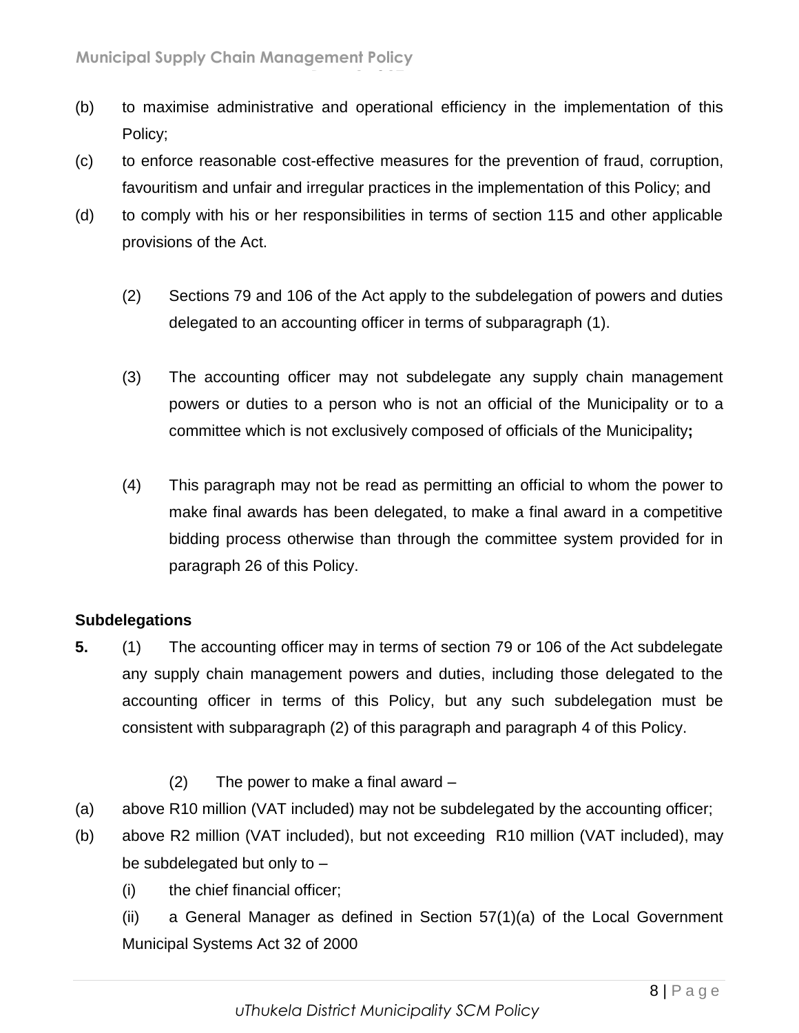(b) to maximise administrative and operational efficiency in the implementation of this Policy;

(c) to enforce reasonable cost-effective measures for the prevention of fraud, corruption, favouritism and unfair and irregular practices in the implementation of this Policy; and

(d) to comply with his or her responsibilities in terms of section 115 and other applicable provisions of the Act.

(2) Sections 79 and 106 of the Act apply to the subdelegation of powers and duties delegated to an accounting officer in terms of subparagraph (1).

(3) The accounting officer may not subdelegate any supply chain management powers or duties to a person who is not an official of the Municipality or to a committee which is not exclusively composed of officials of the Municipality**;**

(4) This paragraph may not be read as permitting an official to whom the power to make final awards has been delegated, to make a final award in a competitive bidding process otherwise than through the committee system provided for in paragraph 26 of this Policy.

**Subdelegations**

**5.** (1) The accounting officer may in terms of section 79 or 106 of the Act subdelegate any supply chain management powers and duties, including those delegated to the accounting officer in terms of this Policy, but any such subdelegation must be consistent with subparagraph (2) of this paragraph and paragraph 4 of this Policy.

(2) The power to make a final award –

(a) above R10 million (VAT included) may not be subdelegated by the accounting officer;

(b) above R2 million (VAT included), but not exceeding R10 million (VAT included), may be subdelegated but only to –

(i) the chief financial officer;

(ii) a General Manager as defined in Section 57(1)(a) of the Local Government Municipal Systems Act 32 of 2000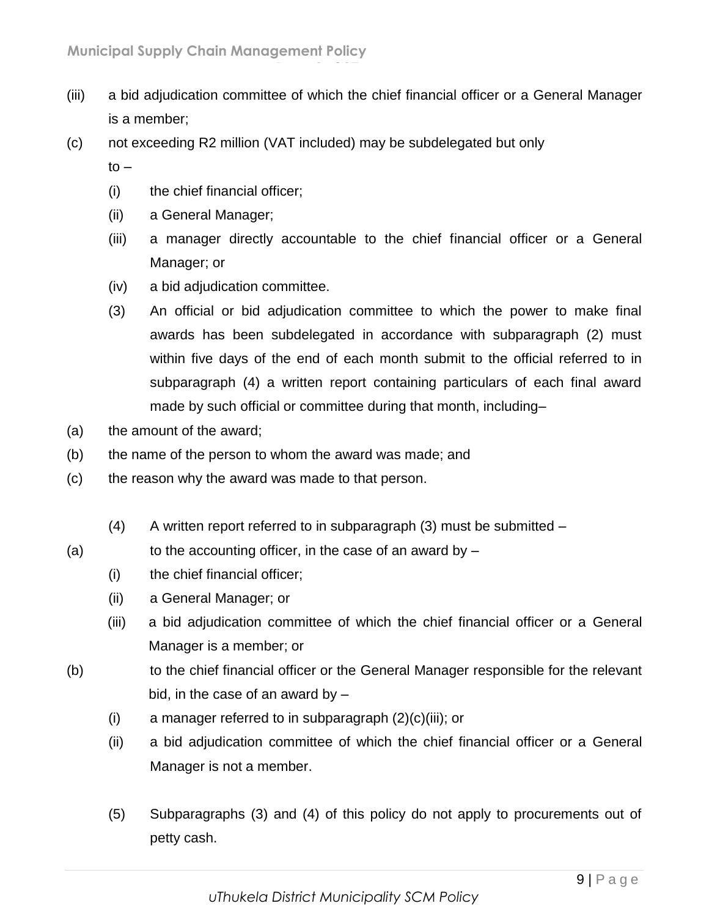(iii) a bid adjudication committee of which the chief financial officer or a General Manager is a member;

(c) not exceeding R2 million (VAT included) may be subdelegated but only to –

- (i) the chief financial officer;
- (ii) a General Manager;
- (iii) a manager directly accountable to the chief financial officer or a General Manager; or
- (iv) a bid adjudication committee.

(3) An official or bid adjudication committee to which the power to make final awards has been subdelegated in accordance with subparagraph (2) must within five days of the end of each month submit to the official referred to in subparagraph (4) a written report containing particulars of each final award made by such official or committee during that month, including–

(a) the amount of the award;

(b) the name of the person to whom the award was made; and

(c) the reason why the award was made to that person.

(4) A written report referred to in subparagraph (3) must be submitted –

(a) to the accounting officer, in the case of an award by –

- (i) the chief financial officer;
- (ii) a General Manager; or
- (iii) a bid adjudication committee of which the chief financial officer or a General Manager is a member; or

(b) to the chief financial officer or the General Manager responsible for the relevant bid, in the case of an award by –

- (i) a manager referred to in subparagraph (2)(c)(iii); or
- (ii) a bid adjudication committee of which the chief financial officer or a General Manager is not a member.

(5) Subparagraphs (3) and (4) of this policy do not apply to procurements out of petty cash.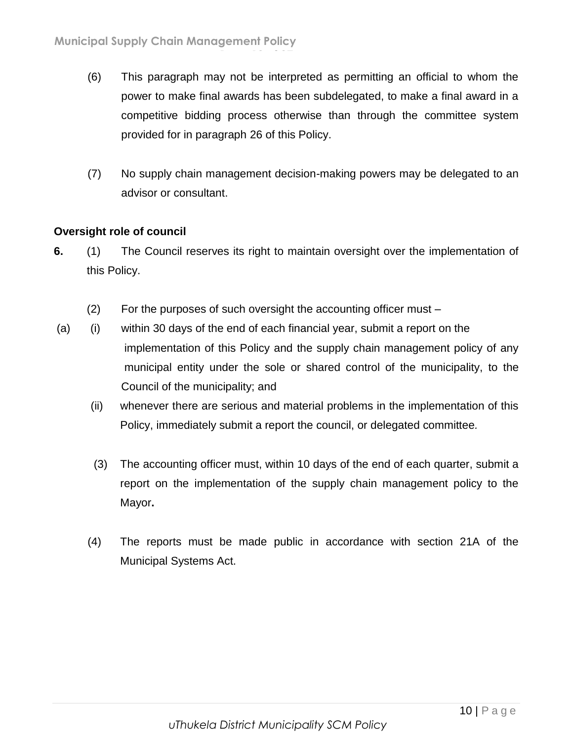(6) This paragraph may not be interpreted as permitting an official to whom the power to make final awards has been subdelegated, to make a final award in a competitive bidding process otherwise than through the committee system provided for in paragraph 26 of this Policy.

(7) No supply chain management decision-making powers may be delegated to an advisor or consultant.

**Oversight role of council**

**6.** (1) The Council reserves its right to maintain oversight over the implementation of this Policy.

(2) For the purposes of such oversight the accounting officer must –

(a) (i) within 30 days of the end of each financial year, submit a report on the implementation of this Policy and the supply chain management policy of any municipal entity under the sole or shared control of the municipality, to the Council of the municipality; and

(ii) whenever there are serious and material problems in the implementation of this Policy, immediately submit a report the council, or delegated committee.

(3) The accounting officer must, within 10 days of the end of each quarter, submit a report on the implementation of the supply chain management policy to the Mayor**.**

(4) The reports must be made public in accordance with section 21A of the Municipal Systems Act.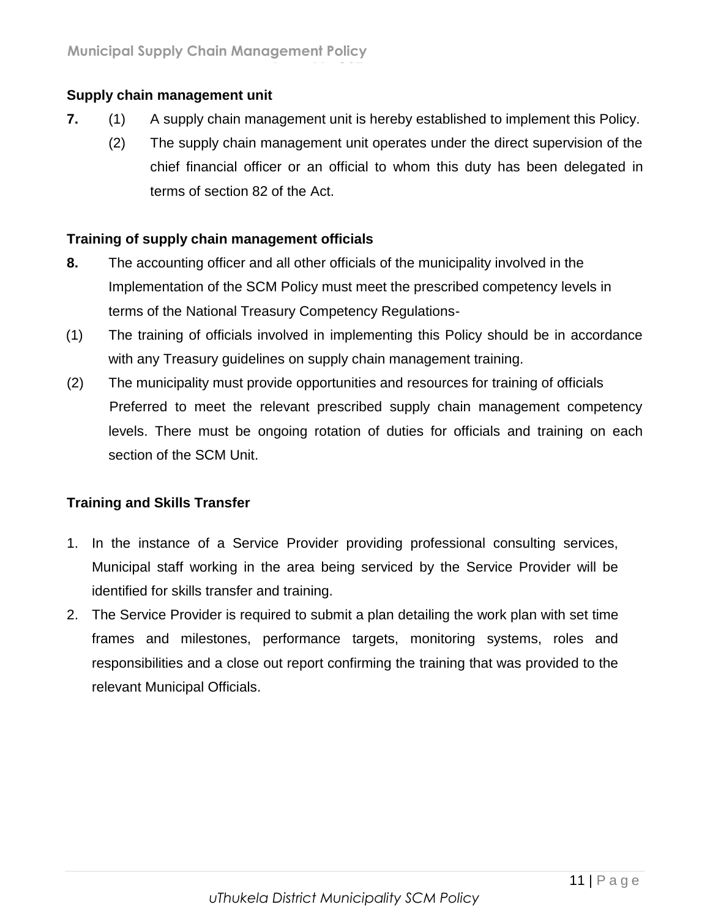### Supply chain management unit

**7.** (1) A supply chain management unit is hereby established to implement this Policy.

(2) The supply chain management unit operates under the direct supervision of the chief financial officer or an official to whom this duty has been delegated in terms of section 82 of the Act.

### Training of supply chain management officials

**8.** The accounting officer and all other officials of the municipality involved in the Implementation of the SCM Policy must meet the prescribed competency levels in terms of the National Treasury Competency Regulations-

(1) The training of officials involved in implementing this Policy should be in accordance with any Treasury guidelines on supply chain management training.

(2) The municipality must provide opportunities and resources for training of officials Preferred to meet the relevant prescribed supply chain management competency levels. There must be ongoing rotation of duties for officials and training on each section of the SCM Unit.

### Training and Skills Transfer

1. In the instance of a Service Provider providing professional consulting services, Municipal staff working in the area being serviced by the Service Provider will be identified for skills transfer and training.
2. The Service Provider is required to submit a plan detailing the work plan with set time frames and milestones, performance targets, monitoring systems, roles and responsibilities and a close out report confirming the training that was provided to the relevant Municipal Officials.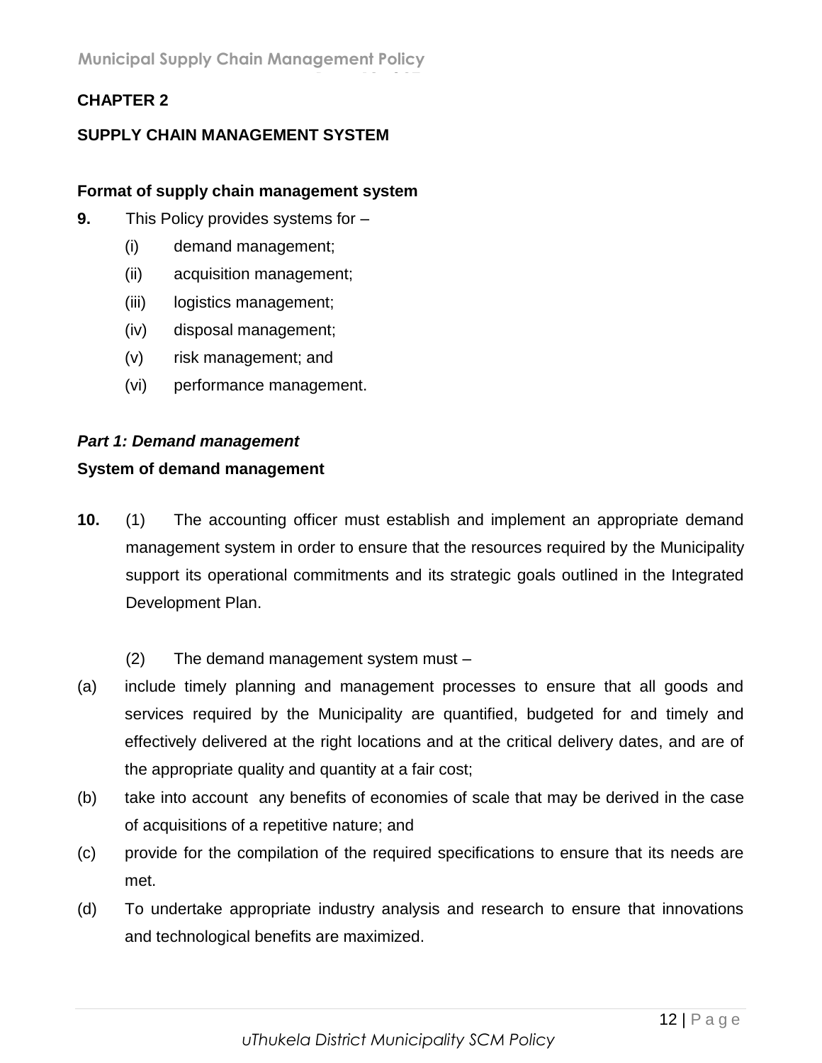# CHAPTER 2

# SUPPLY CHAIN MANAGEMENT SYSTEM

### Format of supply chain management system

**9.** This Policy provides systems for –

(i) demand management;

(ii) acquisition management;

(iii) logistics management;

(iv) disposal management;

(v) risk management; and

(vi) performance management.

## *Part 1: Demand management*

### System of demand management

**10.** (1) The accounting officer must establish and implement an appropriate demand management system in order to ensure that the resources required by the Municipality support its operational commitments and its strategic goals outlined in the Integrated Development Plan.

(2) The demand management system must –

(a) include timely planning and management processes to ensure that all goods and services required by the Municipality are quantified, budgeted for and timely and effectively delivered at the right locations and at the critical delivery dates, and are of the appropriate quality and quantity at a fair cost;

(b) take into account any benefits of economies of scale that may be derived in the case of acquisitions of a repetitive nature; and

(c) provide for the compilation of the required specifications to ensure that its needs are met.

(d) To undertake appropriate industry analysis and research to ensure that innovations and technological benefits are maximized.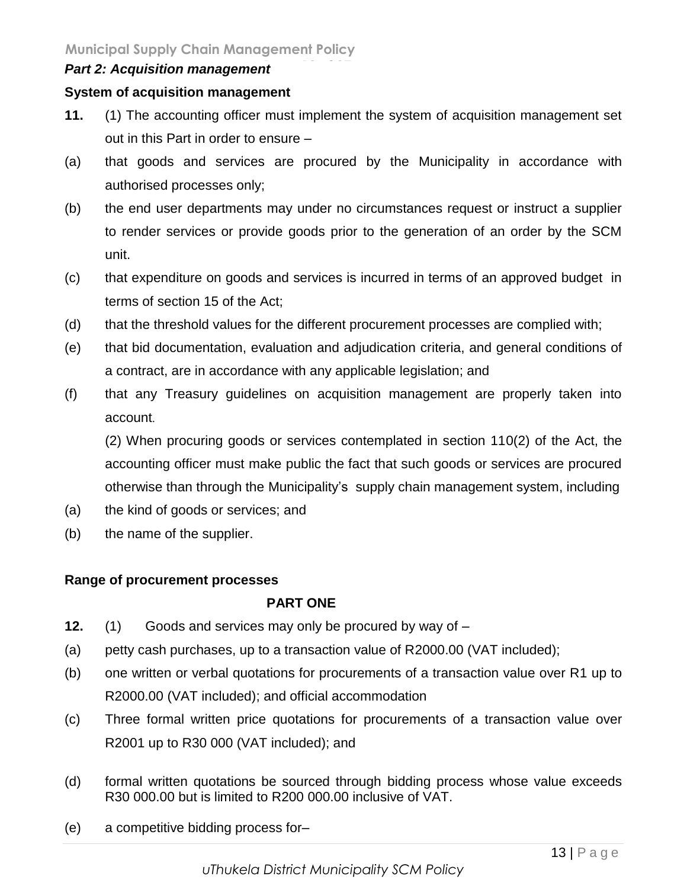*Part 2: Acquisition management*

**System of acquisition management**

**11.** (1) The accounting officer must implement the system of acquisition management set out in this Part in order to ensure –

(a) that goods and services are procured by the Municipality in accordance with authorised processes only;

(b) the end user departments may under no circumstances request or instruct a supplier to render services or provide goods prior to the generation of an order by the SCM unit.

(c) that expenditure on goods and services is incurred in terms of an approved budget in terms of section 15 of the Act;

(d) that the threshold values for the different procurement processes are complied with;

(e) that bid documentation, evaluation and adjudication criteria, and general conditions of a contract, are in accordance with any applicable legislation; and

(f) that any Treasury guidelines on acquisition management are properly taken into account.

(2) When procuring goods or services contemplated in section 110(2) of the Act, the accounting officer must make public the fact that such goods or services are procured otherwise than through the Municipality's supply chain management system, including

(a) the kind of goods or services; and

(b) the name of the supplier.

**Range of procurement processes**

**PART ONE**

**12.** (1) Goods and services may only be procured by way of –

(a) petty cash purchases, up to a transaction value of R2000.00 (VAT included);

(b) one written or verbal quotations for procurements of a transaction value over R1 up to R2000.00 (VAT included); and official accommodation

(c) Three formal written price quotations for procurements of a transaction value over R2001 up to R30 000 (VAT included); and

(d) formal written quotations be sourced through bidding process whose value exceeds R30 000.00 but is limited to R200 000.00 inclusive of VAT.

(e) a competitive bidding process for–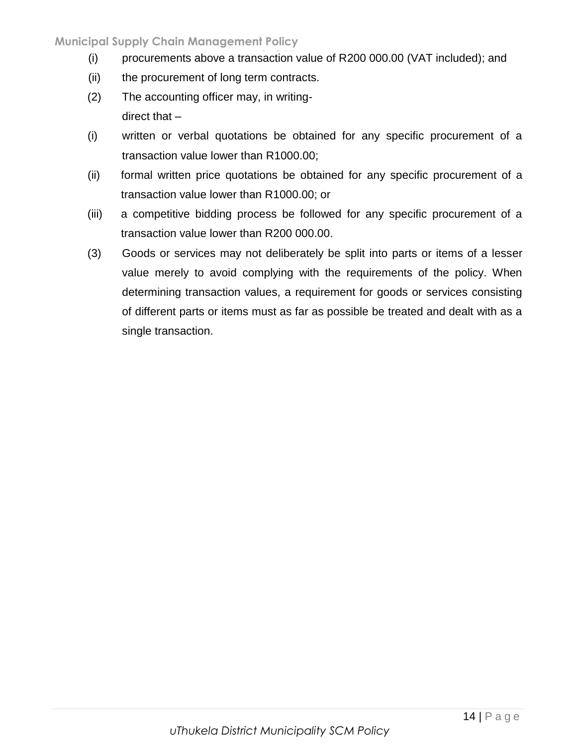(i) procurements above a transaction value of R200 000.00 (VAT included); and

(ii) the procurement of long term contracts.

(2) The accounting officer may, in writing-
direct that –

(i) written or verbal quotations be obtained for any specific procurement of a transaction value lower than R1000.00;

(ii) formal written price quotations be obtained for any specific procurement of a transaction value lower than R1000.00; or

(iii) a competitive bidding process be followed for any specific procurement of a transaction value lower than R200 000.00.

(3) Goods or services may not deliberately be split into parts or items of a lesser value merely to avoid complying with the requirements of the policy. When determining transaction values, a requirement for goods or services consisting of different parts or items must as far as possible be treated and dealt with as a single transaction.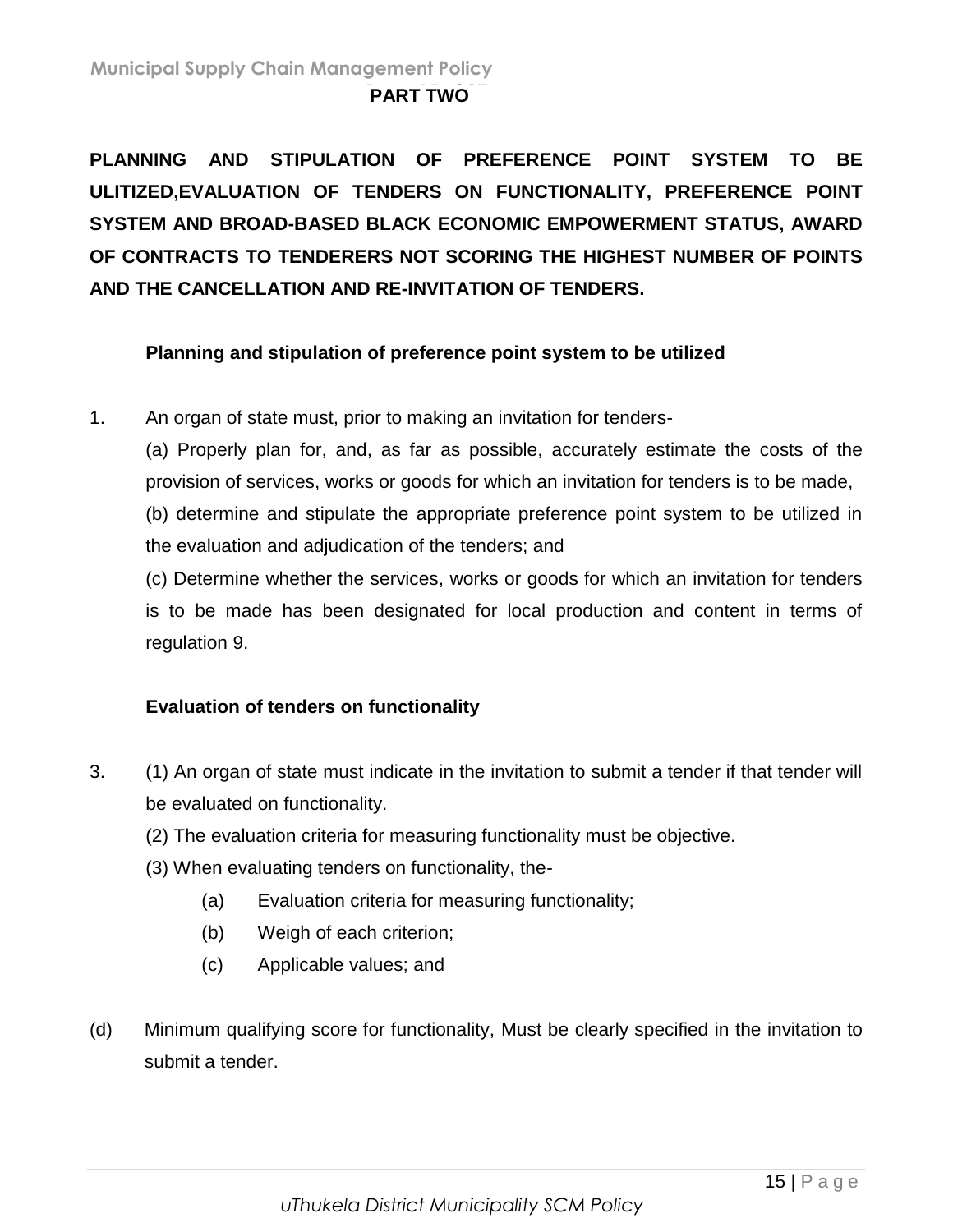**PART TWO**

**PLANNING AND STIPULATION OF PREFERENCE POINT SYSTEM TO BE ULITIZED,EVALUATION OF TENDERS ON FUNCTIONALITY, PREFERENCE POINT SYSTEM AND BROAD-BASED BLACK ECONOMIC EMPOWERMENT STATUS, AWARD OF CONTRACTS TO TENDERERS NOT SCORING THE HIGHEST NUMBER OF POINTS AND THE CANCELLATION AND RE-INVITATION OF TENDERS.**

**Planning and stipulation of preference point system to be utilized**

1. An organ of state must, prior to making an invitation for tenders-

   (a) Properly plan for, and, as far as possible, accurately estimate the costs of the provision of services, works or goods for which an invitation for tenders is to be made,

   (b) determine and stipulate the appropriate preference point system to be utilized in the evaluation and adjudication of the tenders; and

   (c) Determine whether the services, works or goods for which an invitation for tenders is to be made has been designated for local production and content in terms of regulation 9.

**Evaluation of tenders on functionality**

3. (1) An organ of state must indicate in the invitation to submit a tender if that tender will be evaluated on functionality.

   (2) The evaluation criteria for measuring functionality must be objective.

   (3) When evaluating tenders on functionality, the-

   (a) Evaluation criteria for measuring functionality;

   (b) Weigh of each criterion;

   (c) Applicable values; and

(d) Minimum qualifying score for functionality, Must be clearly specified in the invitation to submit a tender.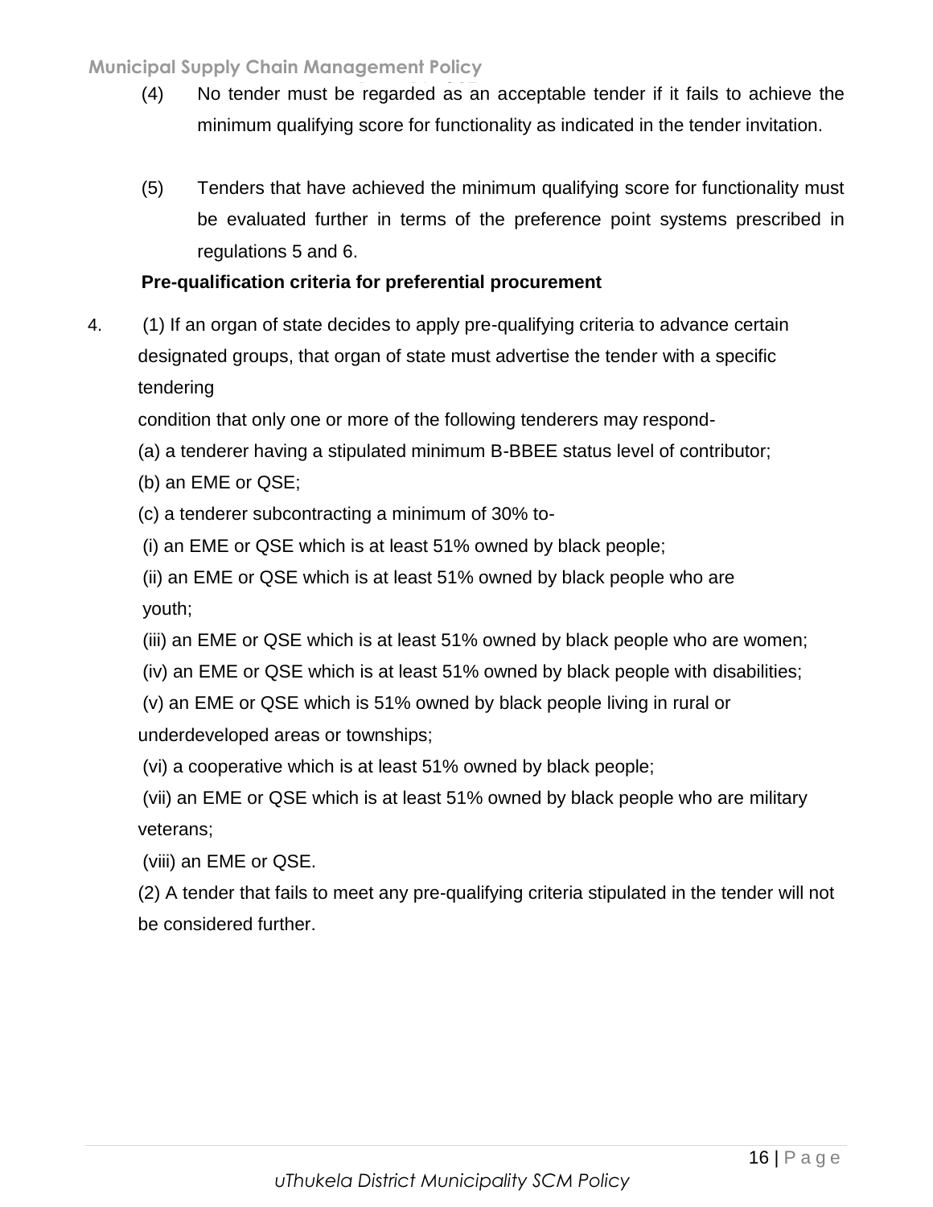(4) No tender must be regarded as an acceptable tender if it fails to achieve the minimum qualifying score for functionality as indicated in the tender invitation.

(5) Tenders that have achieved the minimum qualifying score for functionality must be evaluated further in terms of the preference point systems prescribed in regulations 5 and 6.

**Pre-qualification criteria for preferential procurement**

4. (1) If an organ of state decides to apply pre-qualifying criteria to advance certain designated groups, that organ of state must advertise the tender with a specific tendering condition that only one or more of the following tenderers may respond-

(a) a tenderer having a stipulated minimum B-BBEE status level of contributor;

(b) an EME or QSE;

(c) a tenderer subcontracting a minimum of 30% to-

(i) an EME or QSE which is at least 51% owned by black people;

(ii) an EME or QSE which is at least 51% owned by black people who are youth;

(iii) an EME or QSE which is at least 51% owned by black people who are women;

(iv) an EME or QSE which is at least 51% owned by black people with disabilities;

(v) an EME or QSE which is 51% owned by black people living in rural or underdeveloped areas or townships;

(vi) a cooperative which is at least 51% owned by black people;

(vii) an EME or QSE which is at least 51% owned by black people who are military veterans;

(viii) an EME or QSE.

(2) A tender that fails to meet any pre-qualifying criteria stipulated in the tender will not be considered further.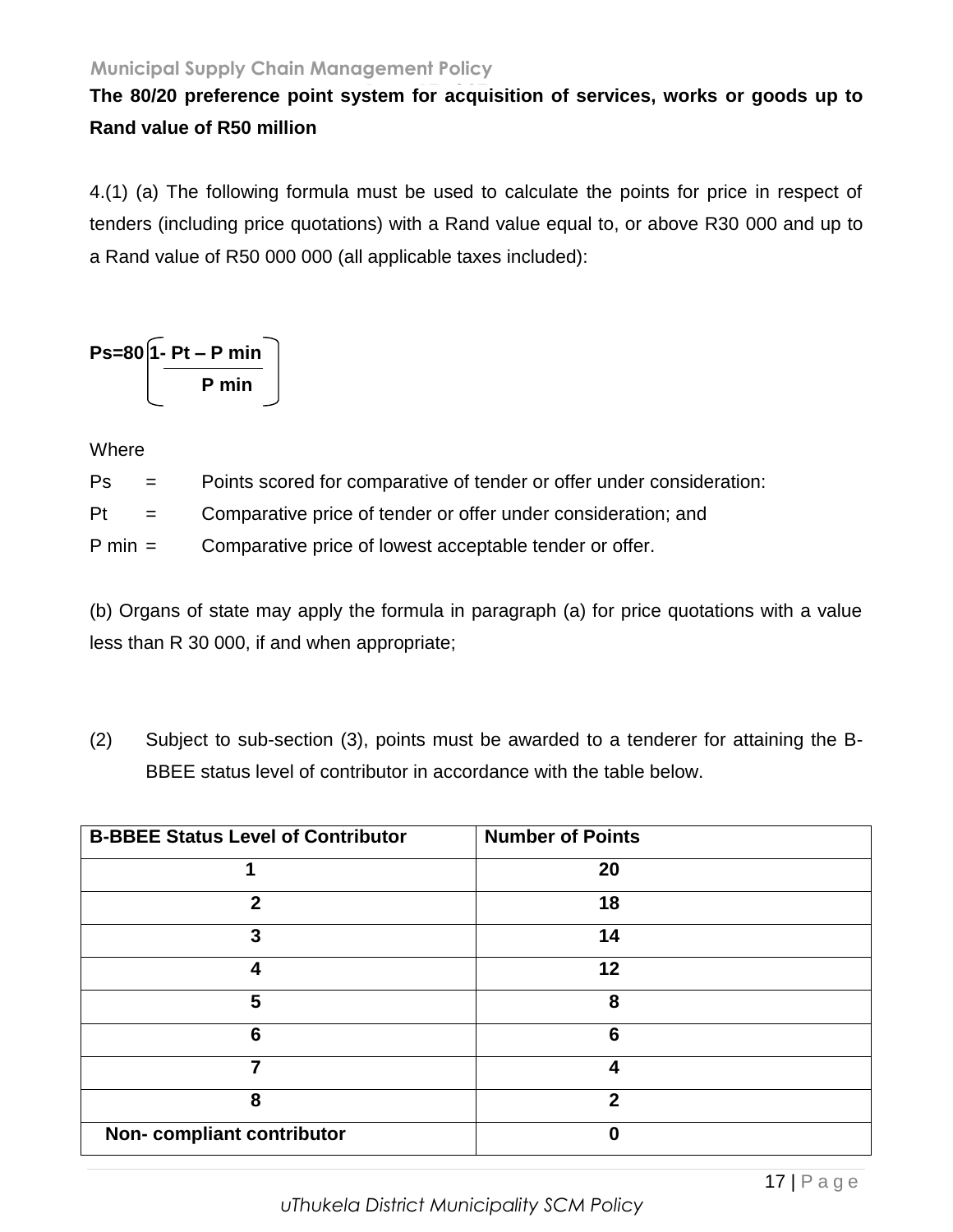**The 80/20 preference point system for acquisition of services, works or goods up to Rand value of R50 million**

4.(1) (a) The following formula must be used to calculate the points for price in respect of tenders (including price quotations) with a Rand value equal to, or above R30 000 and up to a Rand value of R50 000 000 (all applicable taxes included):

$$Ps = 80\left(1 - \frac{Pt - P\,min}{P\,min}\right)$$

Where

Ps = Points scored for comparative of tender or offer under consideration:

Pt = Comparative price of tender or offer under consideration; and

P min = Comparative price of lowest acceptable tender or offer.

(b) Organs of state may apply the formula in paragraph (a) for price quotations with a value less than R 30 000, if and when appropriate;

(2) Subject to sub-section (3), points must be awarded to a tenderer for attaining the B-BBEE status level of contributor in accordance with the table below.

| B-BBEE Status Level of Contributor | Number of Points |
|---|---|
| 1 | 20 |
| 2 | 18 |
| 3 | 14 |
| 4 | 12 |
| 5 | 8 |
| 6 | 6 |
| 7 | 4 |
| 8 | 2 |
| Non- compliant contributor | 0 |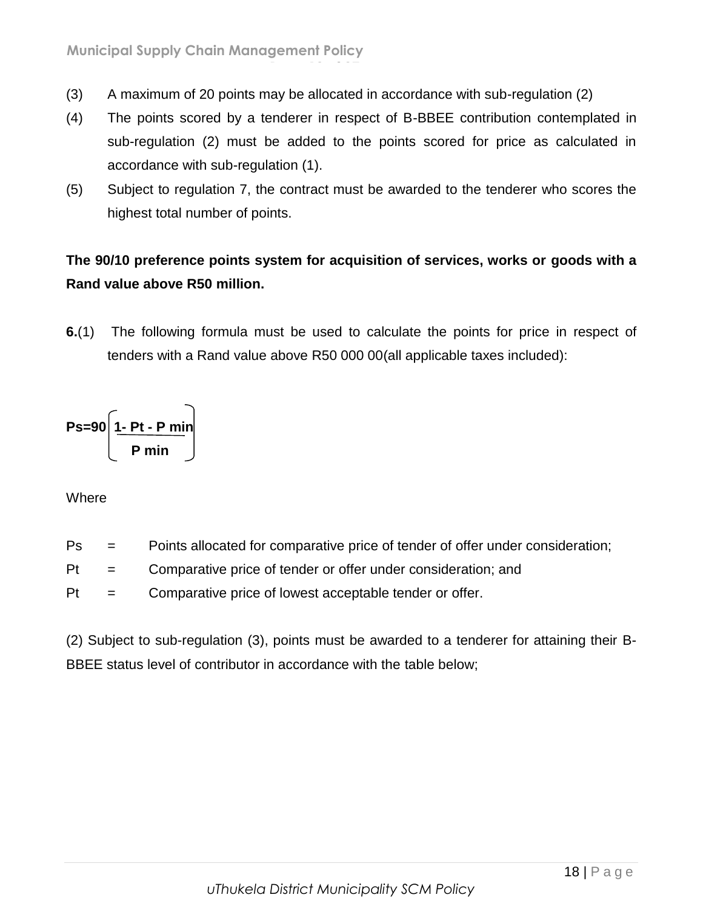(3) A maximum of 20 points may be allocated in accordance with sub-regulation (2)

(4) The points scored by a tenderer in respect of B-BBEE contribution contemplated in sub-regulation (2) must be added to the points scored for price as calculated in accordance with sub-regulation (1).

(5) Subject to regulation 7, the contract must be awarded to the tenderer who scores the highest total number of points.

**The 90/10 preference points system for acquisition of services, works or goods with a Rand value above R50 million.**

**6.**(1) The following formula must be used to calculate the points for price in respect of tenders with a Rand value above R50 000 00(all applicable taxes included):

$$Ps=90\left(1-\frac{Pt-P\,min}{P\,min}\right)$$

Where

Ps = Points allocated for comparative price of tender of offer under consideration;

Pt = Comparative price of tender or offer under consideration; and

Pt = Comparative price of lowest acceptable tender or offer.

(2) Subject to sub-regulation (3), points must be awarded to a tenderer for attaining their B-BBEE status level of contributor in accordance with the table below;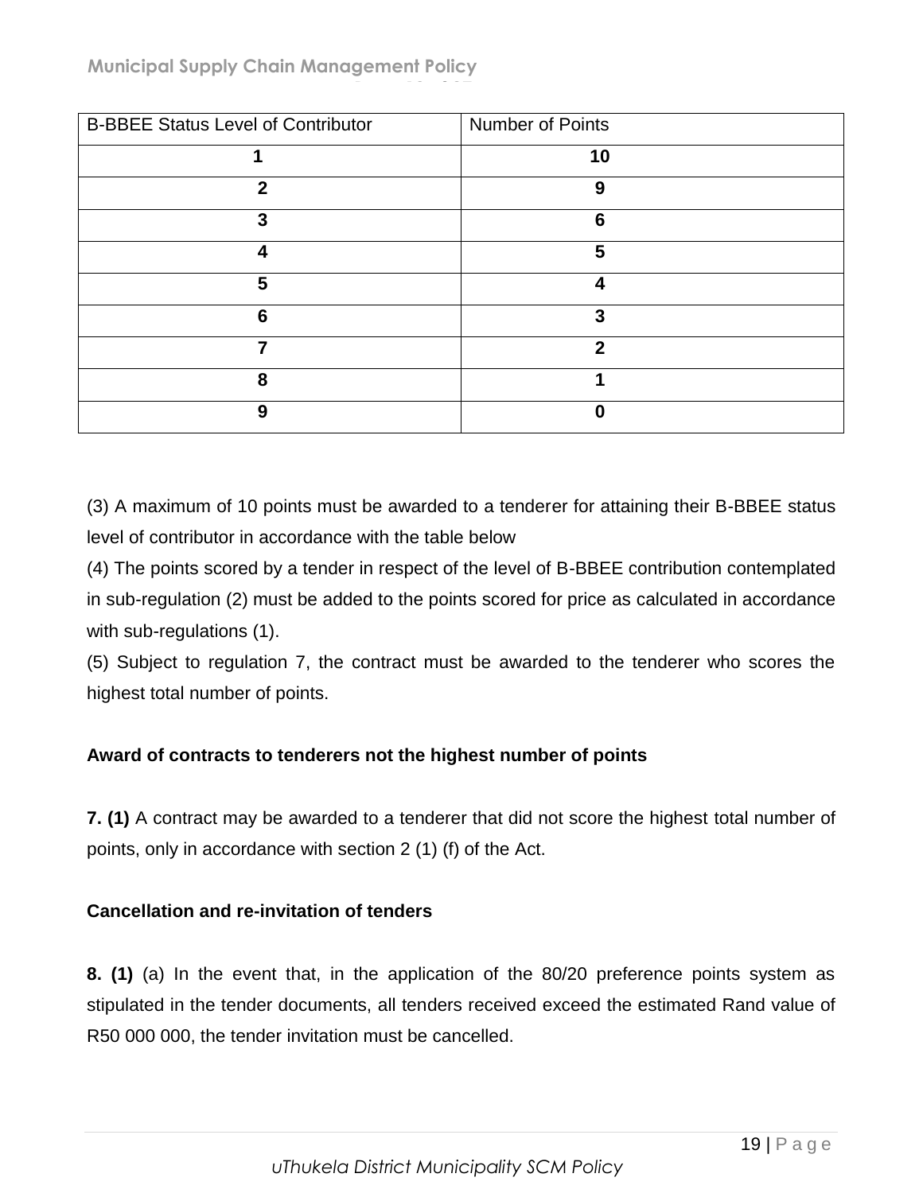| B-BBEE Status Level of Contributor | Number of Points |
| --- | --- |
| **1** | **10** |
| **2** | **9** |
| **3** | **6** |
| **4** | **5** |
| **5** | **4** |
| **6** | **3** |
| **7** | **2** |
| **8** | **1** |
| **9** | **0** |

(3) A maximum of 10 points must be awarded to a tenderer for attaining their B-BBEE status level of contributor in accordance with the table below

(4) The points scored by a tender in respect of the level of B-BBEE contribution contemplated in sub-regulation (2) must be added to the points scored for price as calculated in accordance with sub-regulations (1).

(5) Subject to regulation 7, the contract must be awarded to the tenderer who scores the highest total number of points.

**Award of contracts to tenderers not the highest number of points**

**7. (1)** A contract may be awarded to a tenderer that did not score the highest total number of points, only in accordance with section 2 (1) (f) of the Act.

**Cancellation and re-invitation of tenders**

**8. (1)** (a) In the event that, in the application of the 80/20 preference points system as stipulated in the tender documents, all tenders received exceed the estimated Rand value of R50 000 000, the tender invitation must be cancelled.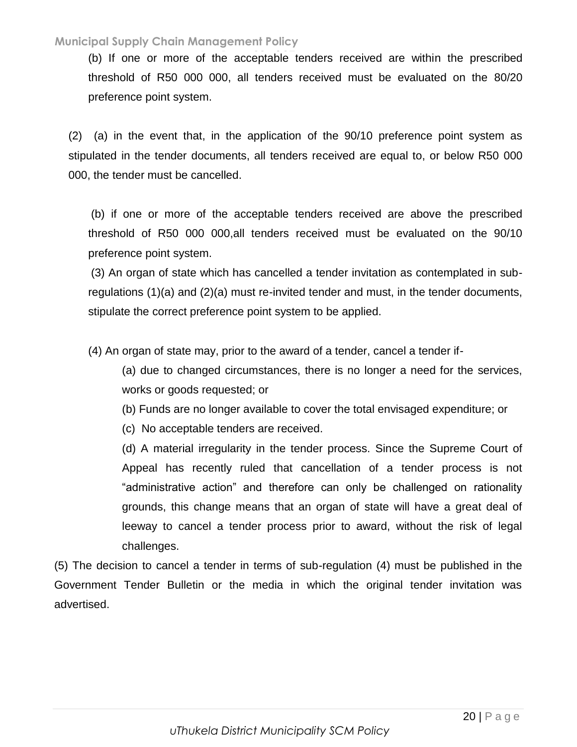(b) If one or more of the acceptable tenders received are within the prescribed threshold of R50 000 000, all tenders received must be evaluated on the 80/20 preference point system.

(2) (a) in the event that, in the application of the 90/10 preference point system as stipulated in the tender documents, all tenders received are equal to, or below R50 000 000, the tender must be cancelled.

(b) if one or more of the acceptable tenders received are above the prescribed threshold of R50 000 000,all tenders received must be evaluated on the 90/10 preference point system.

(3) An organ of state which has cancelled a tender invitation as contemplated in sub-regulations (1)(a) and (2)(a) must re-invited tender and must, in the tender documents, stipulate the correct preference point system to be applied.

(4) An organ of state may, prior to the award of a tender, cancel a tender if-

(a) due to changed circumstances, there is no longer a need for the services, works or goods requested; or

(b) Funds are no longer available to cover the total envisaged expenditure; or

(c) No acceptable tenders are received.

(d) A material irregularity in the tender process. Since the Supreme Court of Appeal has recently ruled that cancellation of a tender process is not "administrative action" and therefore can only be challenged on rationality grounds, this change means that an organ of state will have a great deal of leeway to cancel a tender process prior to award, without the risk of legal challenges.

(5) The decision to cancel a tender in terms of sub-regulation (4) must be published in the Government Tender Bulletin or the media in which the original tender invitation was advertised.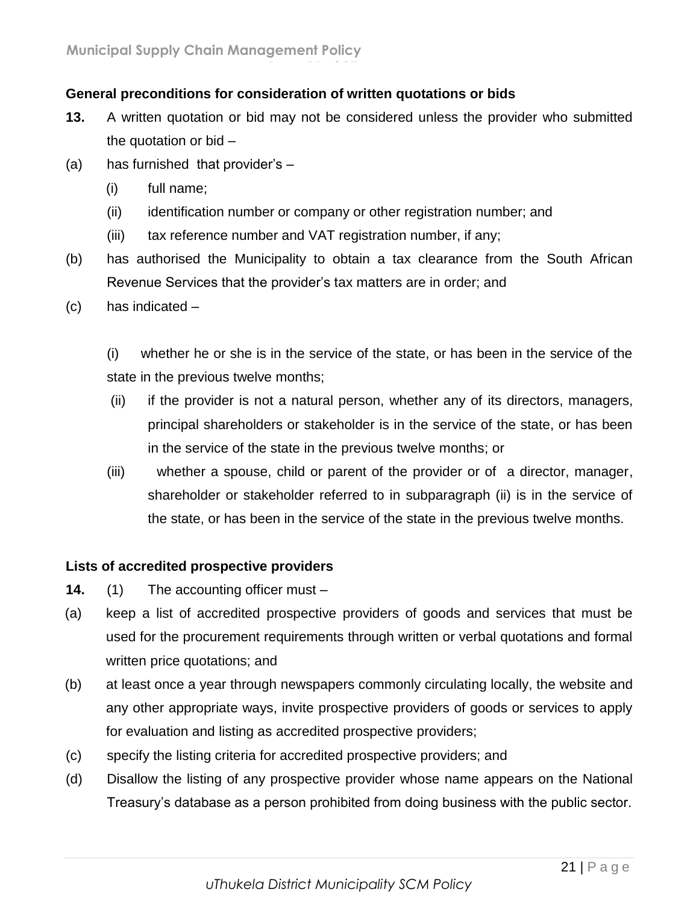### General preconditions for consideration of written quotations or bids

**13.** A written quotation or bid may not be considered unless the provider who submitted the quotation or bid –

(a) has furnished that provider's –

(i) full name;

(ii) identification number or company or other registration number; and

(iii) tax reference number and VAT registration number, if any;

(b) has authorised the Municipality to obtain a tax clearance from the South African Revenue Services that the provider's tax matters are in order; and

(c) has indicated –

(i) whether he or she is in the service of the state, or has been in the service of the state in the previous twelve months;

(ii) if the provider is not a natural person, whether any of its directors, managers, principal shareholders or stakeholder is in the service of the state, or has been in the service of the state in the previous twelve months; or

(iii) whether a spouse, child or parent of the provider or of a director, manager, shareholder or stakeholder referred to in subparagraph (ii) is in the service of the state, or has been in the service of the state in the previous twelve months.

### Lists of accredited prospective providers

**14.** (1) The accounting officer must –

(a) keep a list of accredited prospective providers of goods and services that must be used for the procurement requirements through written or verbal quotations and formal written price quotations; and

(b) at least once a year through newspapers commonly circulating locally, the website and any other appropriate ways, invite prospective providers of goods or services to apply for evaluation and listing as accredited prospective providers;

(c) specify the listing criteria for accredited prospective providers; and

(d) Disallow the listing of any prospective provider whose name appears on the National Treasury's database as a person prohibited from doing business with the public sector.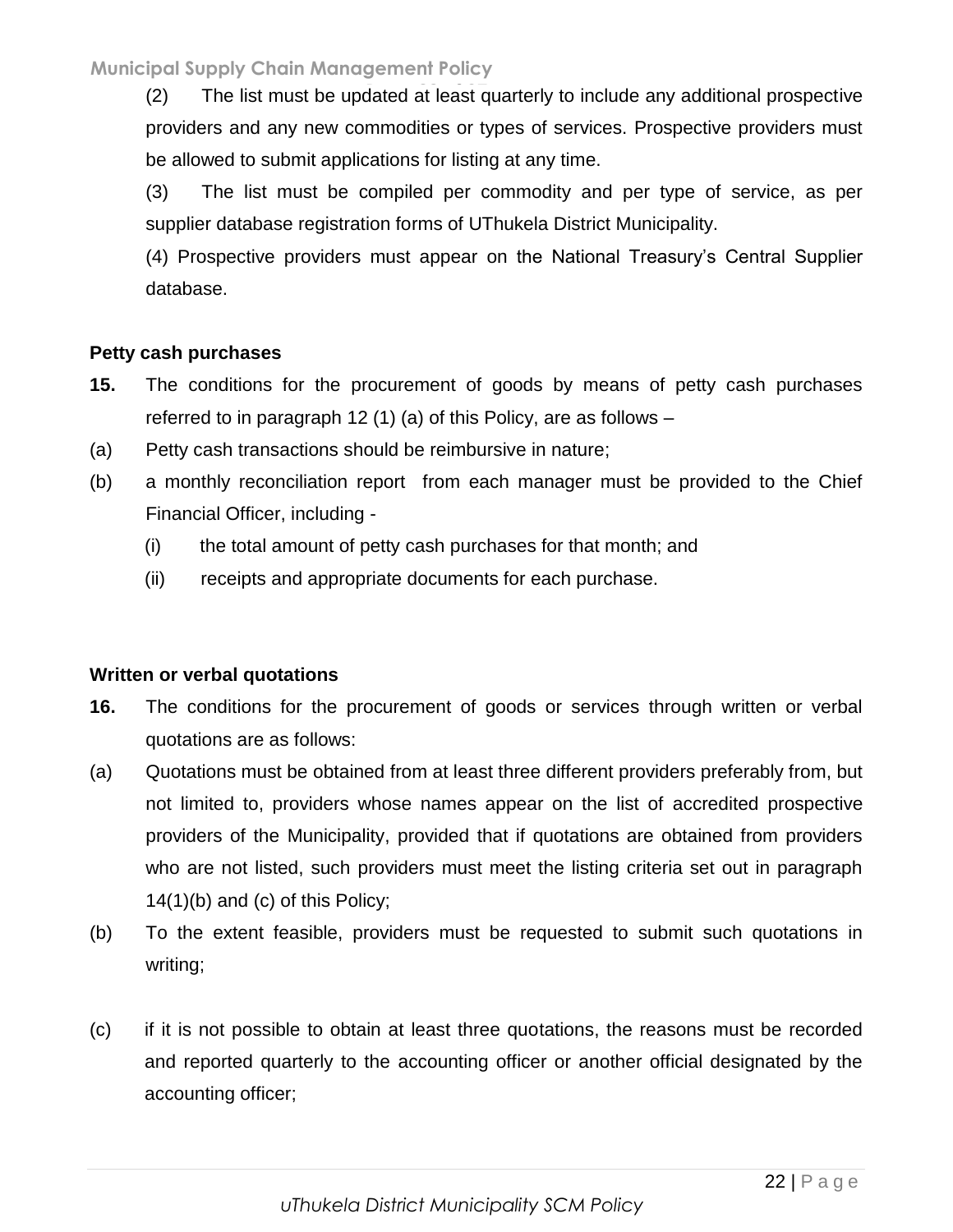(2) The list must be updated at least quarterly to include any additional prospective providers and any new commodities or types of services. Prospective providers must be allowed to submit applications for listing at any time.

(3) The list must be compiled per commodity and per type of service, as per supplier database registration forms of UThukela District Municipality.

(4) Prospective providers must appear on the National Treasury's Central Supplier database.

**Petty cash purchases**

**15.** The conditions for the procurement of goods by means of petty cash purchases referred to in paragraph 12 (1) (a) of this Policy, are as follows –

(a) Petty cash transactions should be reimbursive in nature;

(b) a monthly reconciliation report from each manager must be provided to the Chief Financial Officer, including -

 (i) the total amount of petty cash purchases for that month; and

 (ii) receipts and appropriate documents for each purchase.

**Written or verbal quotations**

**16.** The conditions for the procurement of goods or services through written or verbal quotations are as follows:

(a) Quotations must be obtained from at least three different providers preferably from, but not limited to, providers whose names appear on the list of accredited prospective providers of the Municipality, provided that if quotations are obtained from providers who are not listed, such providers must meet the listing criteria set out in paragraph 14(1)(b) and (c) of this Policy;

(b) To the extent feasible, providers must be requested to submit such quotations in writing;

(c) if it is not possible to obtain at least three quotations, the reasons must be recorded and reported quarterly to the accounting officer or another official designated by the accounting officer;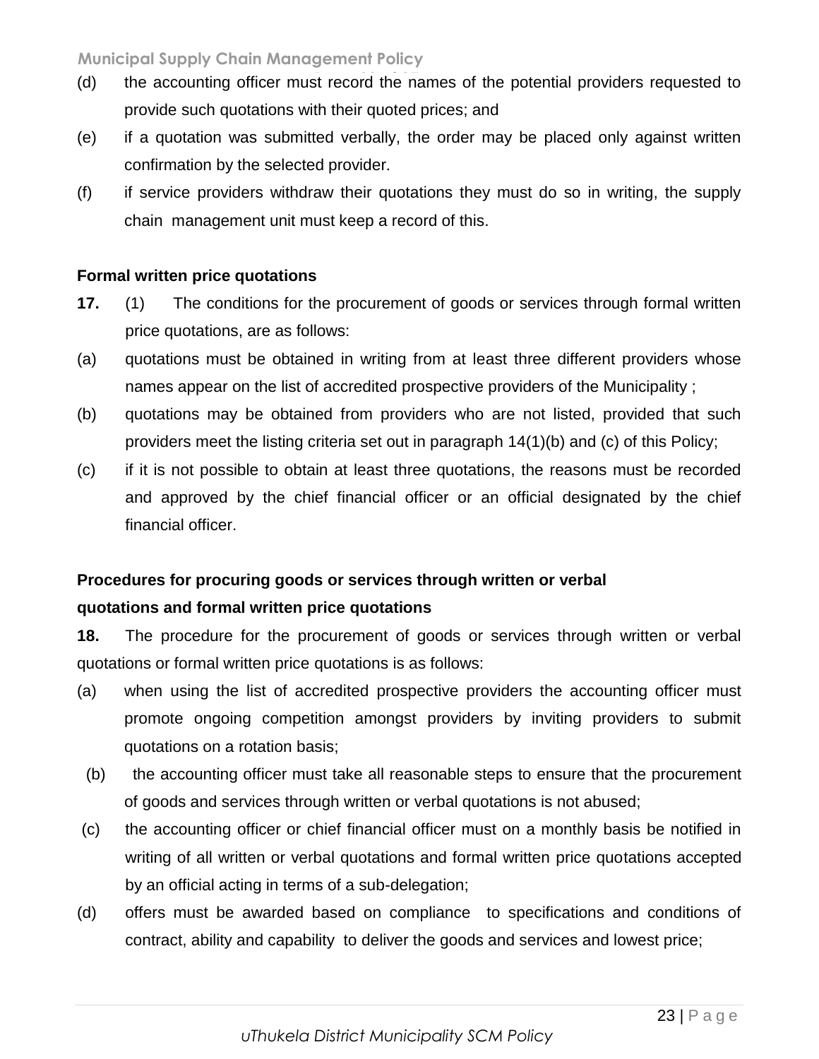(d) the accounting officer must record the names of the potential providers requested to provide such quotations with their quoted prices; and

(e) if a quotation was submitted verbally, the order may be placed only against written confirmation by the selected provider.

(f) if service providers withdraw their quotations they must do so in writing, the supply chain management unit must keep a record of this.

**Formal written price quotations**

**17.** (1) The conditions for the procurement of goods or services through formal written price quotations, are as follows:

(a) quotations must be obtained in writing from at least three different providers whose names appear on the list of accredited prospective providers of the Municipality ;

(b) quotations may be obtained from providers who are not listed, provided that such providers meet the listing criteria set out in paragraph 14(1)(b) and (c) of this Policy;

(c) if it is not possible to obtain at least three quotations, the reasons must be recorded and approved by the chief financial officer or an official designated by the chief financial officer.

**Procedures for procuring goods or services through written or verbal quotations and formal written price quotations**

**18.** The procedure for the procurement of goods or services through written or verbal quotations or formal written price quotations is as follows:

(a) when using the list of accredited prospective providers the accounting officer must promote ongoing competition amongst providers by inviting providers to submit quotations on a rotation basis;

(b) the accounting officer must take all reasonable steps to ensure that the procurement of goods and services through written or verbal quotations is not abused;

(c) the accounting officer or chief financial officer must on a monthly basis be notified in writing of all written or verbal quotations and formal written price quotations accepted by an official acting in terms of a sub-delegation;

(d) offers must be awarded based on compliance to specifications and conditions of contract, ability and capability to deliver the goods and services and lowest price;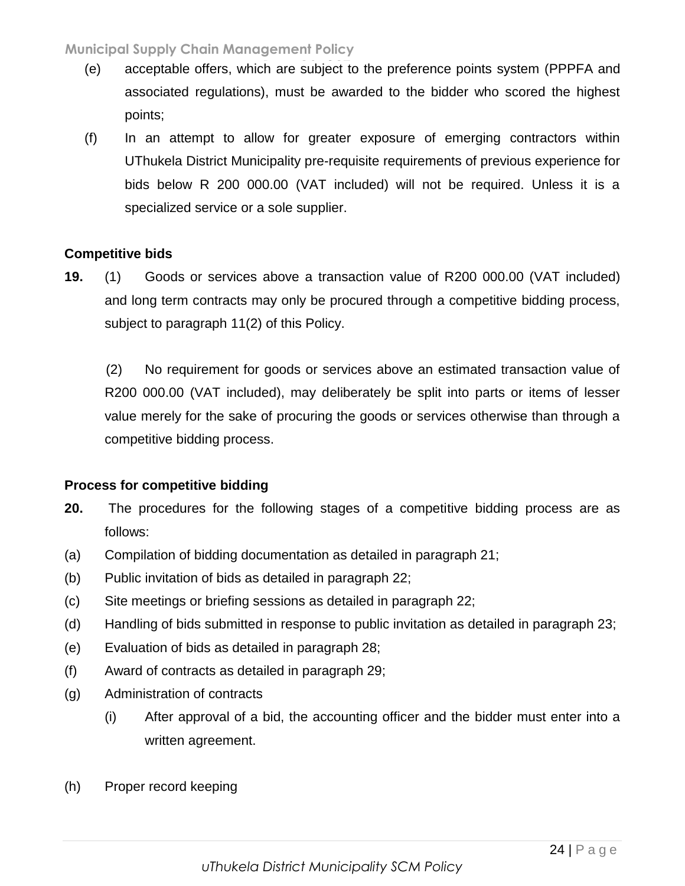(e) acceptable offers, which are subject to the preference points system (PPPFA and associated regulations), must be awarded to the bidder who scored the highest points;

(f) In an attempt to allow for greater exposure of emerging contractors within UThukela District Municipality pre-requisite requirements of previous experience for bids below R 200 000.00 (VAT included) will not be required. Unless it is a specialized service or a sole supplier.

**Competitive bids**

**19.** (1) Goods or services above a transaction value of R200 000.00 (VAT included) and long term contracts may only be procured through a competitive bidding process, subject to paragraph 11(2) of this Policy.

(2) No requirement for goods or services above an estimated transaction value of R200 000.00 (VAT included), may deliberately be split into parts or items of lesser value merely for the sake of procuring the goods or services otherwise than through a competitive bidding process.

**Process for competitive bidding**

**20.** The procedures for the following stages of a competitive bidding process are as follows:

(a) Compilation of bidding documentation as detailed in paragraph 21;

(b) Public invitation of bids as detailed in paragraph 22;

(c) Site meetings or briefing sessions as detailed in paragraph 22;

(d) Handling of bids submitted in response to public invitation as detailed in paragraph 23;

(e) Evaluation of bids as detailed in paragraph 28;

(f) Award of contracts as detailed in paragraph 29;

(g) Administration of contracts

 (i) After approval of a bid, the accounting officer and the bidder must enter into a written agreement.

(h) Proper record keeping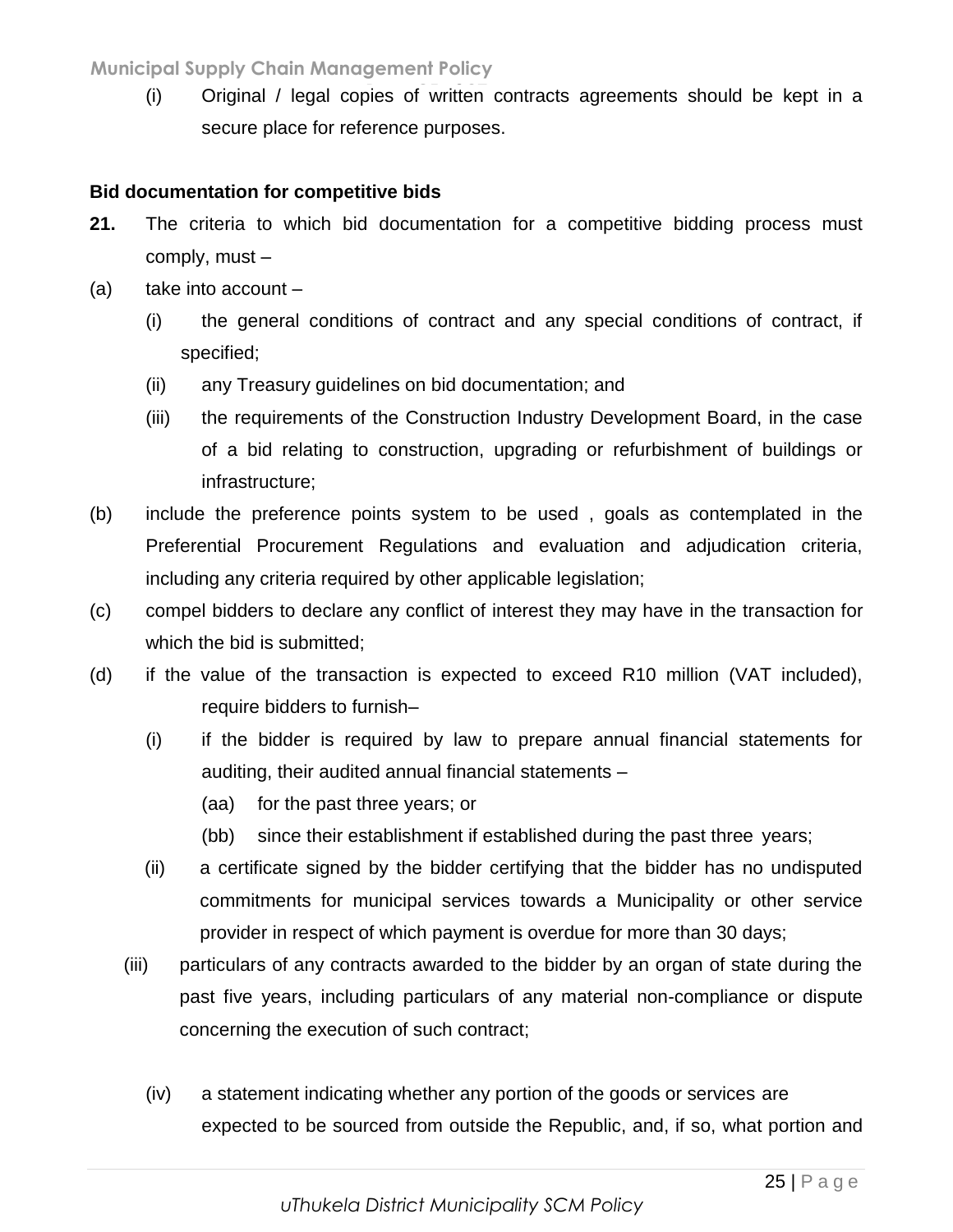(i) Original / legal copies of written contracts agreements should be kept in a secure place for reference purposes.

**Bid documentation for competitive bids**

**21.** The criteria to which bid documentation for a competitive bidding process must comply, must –

(a) take into account –

 (i) the general conditions of contract and any special conditions of contract, if specified;

 (ii) any Treasury guidelines on bid documentation; and

 (iii) the requirements of the Construction Industry Development Board, in the case of a bid relating to construction, upgrading or refurbishment of buildings or infrastructure;

(b) include the preference points system to be used , goals as contemplated in the Preferential Procurement Regulations and evaluation and adjudication criteria, including any criteria required by other applicable legislation;

(c) compel bidders to declare any conflict of interest they may have in the transaction for which the bid is submitted;

(d) if the value of the transaction is expected to exceed R10 million (VAT included), require bidders to furnish–

 (i) if the bidder is required by law to prepare annual financial statements for auditing, their audited annual financial statements –

  (aa) for the past three years; or

  (bb) since their establishment if established during the past three years;

 (ii) a certificate signed by the bidder certifying that the bidder has no undisputed commitments for municipal services towards a Municipality or other service provider in respect of which payment is overdue for more than 30 days;

 (iii) particulars of any contracts awarded to the bidder by an organ of state during the past five years, including particulars of any material non-compliance or dispute concerning the execution of such contract;

 (iv) a statement indicating whether any portion of the goods or services are expected to be sourced from outside the Republic, and, if so, what portion and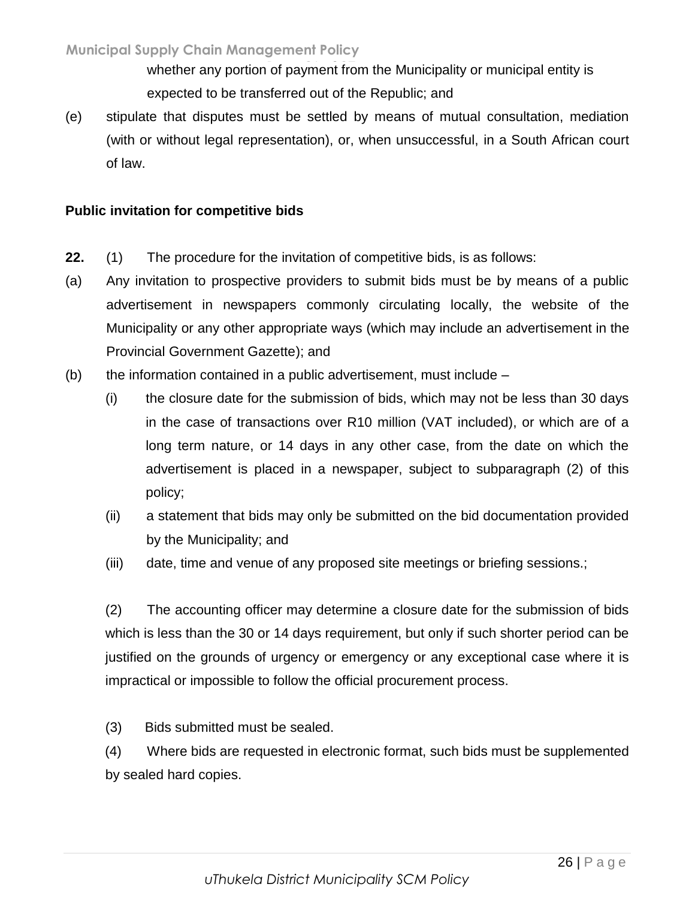whether any portion of payment from the Municipality or municipal entity is expected to be transferred out of the Republic; and

(e) stipulate that disputes must be settled by means of mutual consultation, mediation (with or without legal representation), or, when unsuccessful, in a South African court of law.

**Public invitation for competitive bids**

**22.** (1) The procedure for the invitation of competitive bids, is as follows:

(a) Any invitation to prospective providers to submit bids must be by means of a public advertisement in newspapers commonly circulating locally, the website of the Municipality or any other appropriate ways (which may include an advertisement in the Provincial Government Gazette); and

(b) the information contained in a public advertisement, must include –

  (i) the closure date for the submission of bids, which may not be less than 30 days in the case of transactions over R10 million (VAT included), or which are of a long term nature, or 14 days in any other case, from the date on which the advertisement is placed in a newspaper, subject to subparagraph (2) of this policy;

  (ii) a statement that bids may only be submitted on the bid documentation provided by the Municipality; and

  (iii) date, time and venue of any proposed site meetings or briefing sessions.;

(2) The accounting officer may determine a closure date for the submission of bids which is less than the 30 or 14 days requirement, but only if such shorter period can be justified on the grounds of urgency or emergency or any exceptional case where it is impractical or impossible to follow the official procurement process.

(3) Bids submitted must be sealed.

(4) Where bids are requested in electronic format, such bids must be supplemented by sealed hard copies.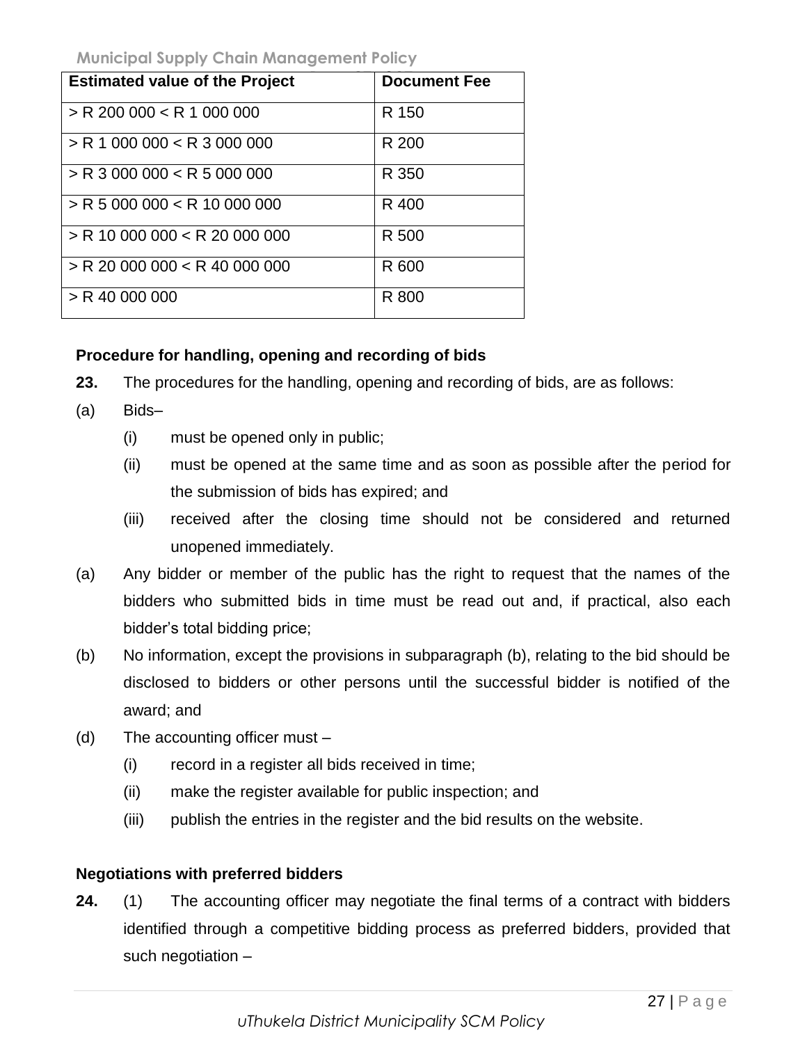| Estimated value of the Project | Document Fee |
|---|---|
| > R 200 000 < R 1 000 000 | R 150 |
| > R 1 000 000 < R 3 000 000 | R 200 |
| > R 3 000 000 < R 5 000 000 | R 350 |
| > R 5 000 000 < R 10 000 000 | R 400 |
| > R 10 000 000 < R 20 000 000 | R 500 |
| > R 20 000 000 < R 40 000 000 | R 600 |
| > R 40 000 000 | R 800 |

**Procedure for handling, opening and recording of bids**

**23.** The procedures for the handling, opening and recording of bids, are as follows:

(a) Bids–

- (i) must be opened only in public;
- (ii) must be opened at the same time and as soon as possible after the period for the submission of bids has expired; and
- (iii) received after the closing time should not be considered and returned unopened immediately.

(a) Any bidder or member of the public has the right to request that the names of the bidders who submitted bids in time must be read out and, if practical, also each bidder's total bidding price;

(b) No information, except the provisions in subparagraph (b), relating to the bid should be disclosed to bidders or other persons until the successful bidder is notified of the award; and

(d) The accounting officer must –

- (i) record in a register all bids received in time;
- (ii) make the register available for public inspection; and
- (iii) publish the entries in the register and the bid results on the website.

**Negotiations with preferred bidders**

**24.** (1) The accounting officer may negotiate the final terms of a contract with bidders identified through a competitive bidding process as preferred bidders, provided that such negotiation –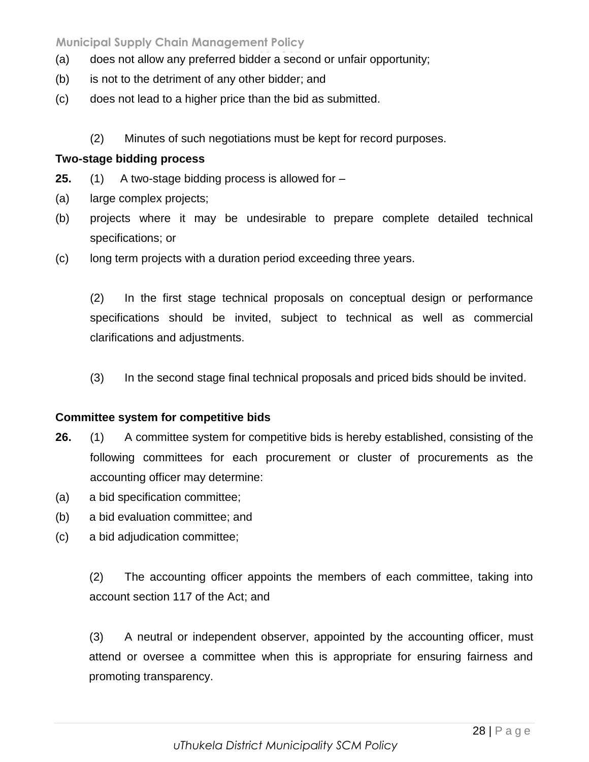(a) does not allow any preferred bidder a second or unfair opportunity;

(b) is not to the detriment of any other bidder; and

(c) does not lead to a higher price than the bid as submitted.

(2) Minutes of such negotiations must be kept for record purposes.

**Two-stage bidding process**

**25.** (1) A two-stage bidding process is allowed for –

(a) large complex projects;

(b) projects where it may be undesirable to prepare complete detailed technical specifications; or

(c) long term projects with a duration period exceeding three years.

(2) In the first stage technical proposals on conceptual design or performance specifications should be invited, subject to technical as well as commercial clarifications and adjustments.

(3) In the second stage final technical proposals and priced bids should be invited.

**Committee system for competitive bids**

**26.** (1) A committee system for competitive bids is hereby established, consisting of the following committees for each procurement or cluster of procurements as the accounting officer may determine:

(a) a bid specification committee;

(b) a bid evaluation committee; and

(c) a bid adjudication committee;

(2) The accounting officer appoints the members of each committee, taking into account section 117 of the Act; and

(3) A neutral or independent observer, appointed by the accounting officer, must attend or oversee a committee when this is appropriate for ensuring fairness and promoting transparency.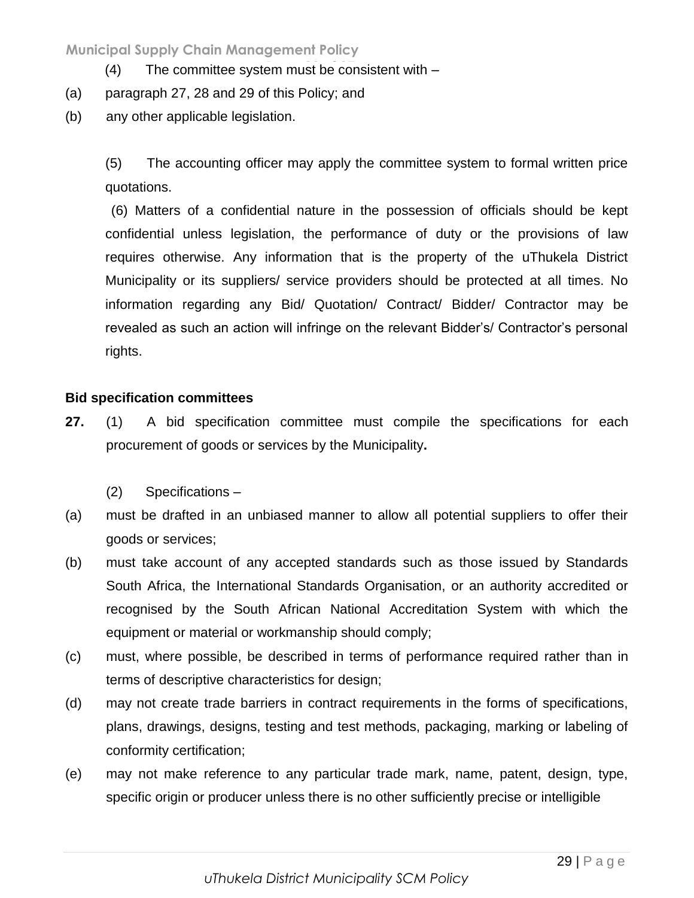(4) The committee system must be consistent with –

(a) paragraph 27, 28 and 29 of this Policy; and

(b) any other applicable legislation.

(5) The accounting officer may apply the committee system to formal written price quotations.

(6) Matters of a confidential nature in the possession of officials should be kept confidential unless legislation, the performance of duty or the provisions of law requires otherwise. Any information that is the property of the uThukela District Municipality or its suppliers/ service providers should be protected at all times. No information regarding any Bid/ Quotation/ Contract/ Bidder/ Contractor may be revealed as such an action will infringe on the relevant Bidder's/ Contractor's personal rights.

**Bid specification committees**

**27.** (1) A bid specification committee must compile the specifications for each procurement of goods or services by the Municipality**.**

(2) Specifications –

(a) must be drafted in an unbiased manner to allow all potential suppliers to offer their goods or services;

(b) must take account of any accepted standards such as those issued by Standards South Africa, the International Standards Organisation, or an authority accredited or recognised by the South African National Accreditation System with which the equipment or material or workmanship should comply;

(c) must, where possible, be described in terms of performance required rather than in terms of descriptive characteristics for design;

(d) may not create trade barriers in contract requirements in the forms of specifications, plans, drawings, designs, testing and test methods, packaging, marking or labeling of conformity certification;

(e) may not make reference to any particular trade mark, name, patent, design, type, specific origin or producer unless there is no other sufficiently precise or intelligible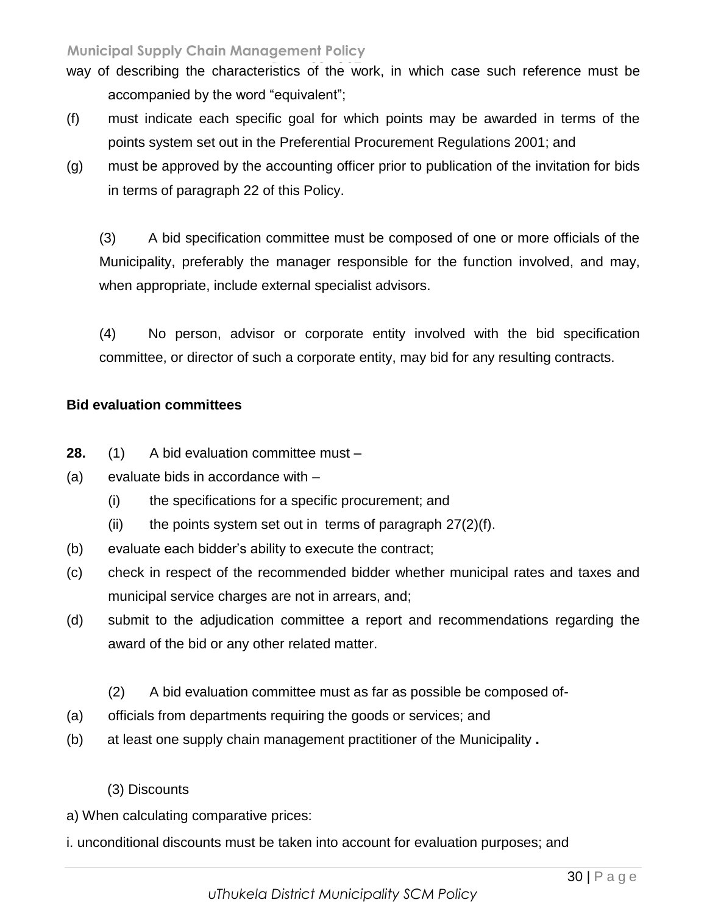way of describing the characteristics of the work, in which case such reference must be accompanied by the word “equivalent”;

(f) must indicate each specific goal for which points may be awarded in terms of the points system set out in the Preferential Procurement Regulations 2001; and

(g) must be approved by the accounting officer prior to publication of the invitation for bids in terms of paragraph 22 of this Policy.

(3) A bid specification committee must be composed of one or more officials of the Municipality, preferably the manager responsible for the function involved, and may, when appropriate, include external specialist advisors.

(4) No person, advisor or corporate entity involved with the bid specification committee, or director of such a corporate entity, may bid for any resulting contracts.

**Bid evaluation committees**

**28.** (1) A bid evaluation committee must –

(a) evaluate bids in accordance with –

(i) the specifications for a specific procurement; and

(ii) the points system set out in terms of paragraph 27(2)(f).

(b) evaluate each bidder’s ability to execute the contract;

(c) check in respect of the recommended bidder whether municipal rates and taxes and municipal service charges are not in arrears, and;

(d) submit to the adjudication committee a report and recommendations regarding the award of the bid or any other related matter.

(2) A bid evaluation committee must as far as possible be composed of-

(a) officials from departments requiring the goods or services; and

(b) at least one supply chain management practitioner of the Municipality .

(3) Discounts

a) When calculating comparative prices:

i. unconditional discounts must be taken into account for evaluation purposes; and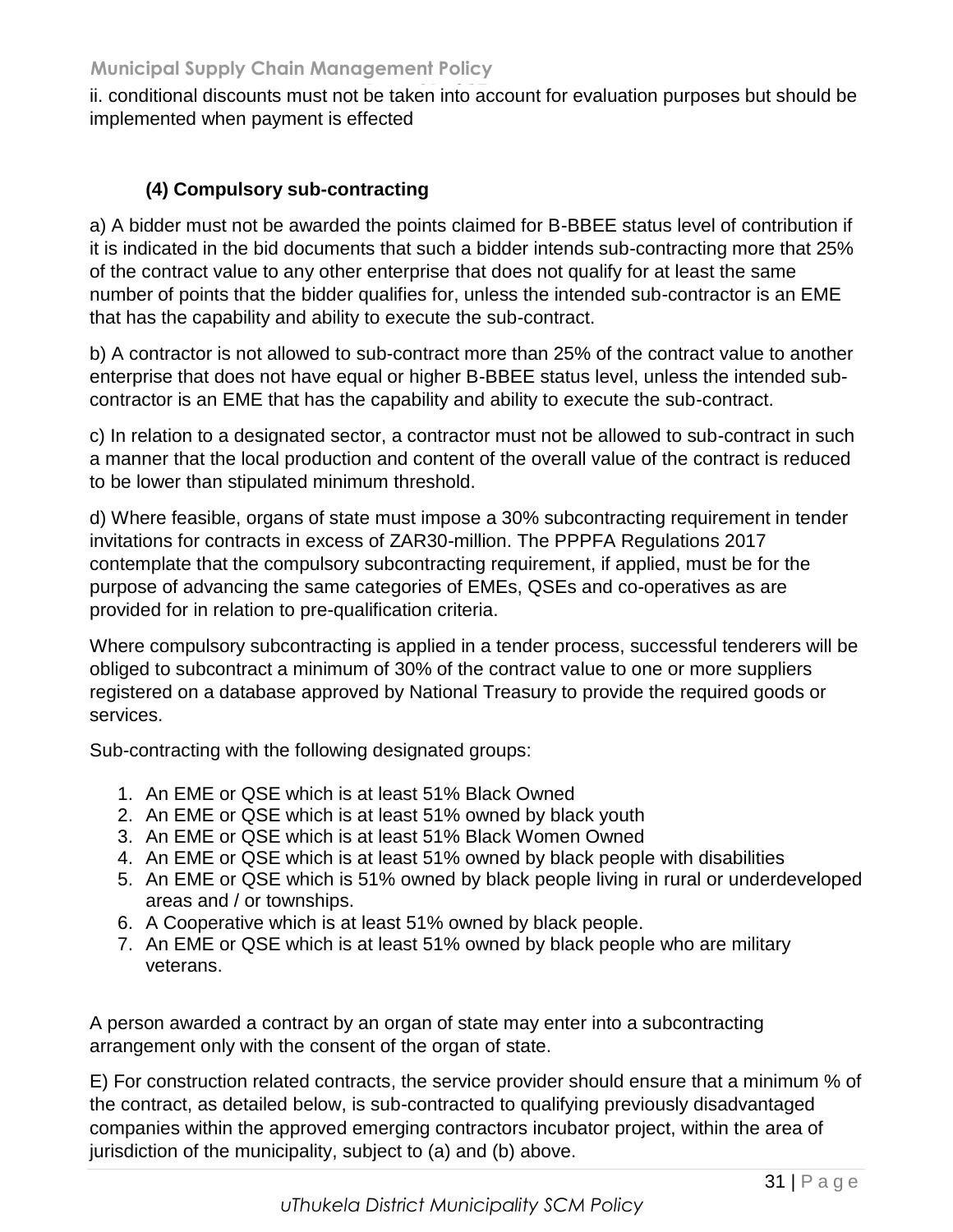ii. conditional discounts must not be taken into account for evaluation purposes but should be implemented when payment is effected

**(4) Compulsory sub-contracting**

a) A bidder must not be awarded the points claimed for B-BBEE status level of contribution if it is indicated in the bid documents that such a bidder intends sub-contracting more that 25% of the contract value to any other enterprise that does not qualify for at least the same number of points that the bidder qualifies for, unless the intended sub-contractor is an EME that has the capability and ability to execute the sub-contract.

b) A contractor is not allowed to sub-contract more than 25% of the contract value to another enterprise that does not have equal or higher B-BBEE status level, unless the intended sub-contractor is an EME that has the capability and ability to execute the sub-contract.

c) In relation to a designated sector, a contractor must not be allowed to sub-contract in such a manner that the local production and content of the overall value of the contract is reduced to be lower than stipulated minimum threshold.

d) Where feasible, organs of state must impose a 30% subcontracting requirement in tender invitations for contracts in excess of ZAR30-million. The PPPFA Regulations 2017 contemplate that the compulsory subcontracting requirement, if applied, must be for the purpose of advancing the same categories of EMEs, QSEs and co-operatives as are provided for in relation to pre-qualification criteria.

Where compulsory subcontracting is applied in a tender process, successful tenderers will be obliged to subcontract a minimum of 30% of the contract value to one or more suppliers registered on a database approved by National Treasury to provide the required goods or services.

Sub-contracting with the following designated groups:

1. An EME or QSE which is at least 51% Black Owned
2. An EME or QSE which is at least 51% owned by black youth
3. An EME or QSE which is at least 51% Black Women Owned
4. An EME or QSE which is at least 51% owned by black people with disabilities
5. An EME or QSE which is 51% owned by black people living in rural or underdeveloped areas and / or townships.
6. A Cooperative which is at least 51% owned by black people.
7. An EME or QSE which is at least 51% owned by black people who are military veterans.

A person awarded a contract by an organ of state may enter into a subcontracting arrangement only with the consent of the organ of state.

E) For construction related contracts, the service provider should ensure that a minimum % of the contract, as detailed below, is sub-contracted to qualifying previously disadvantaged companies within the approved emerging contractors incubator project, within the area of jurisdiction of the municipality, subject to (a) and (b) above.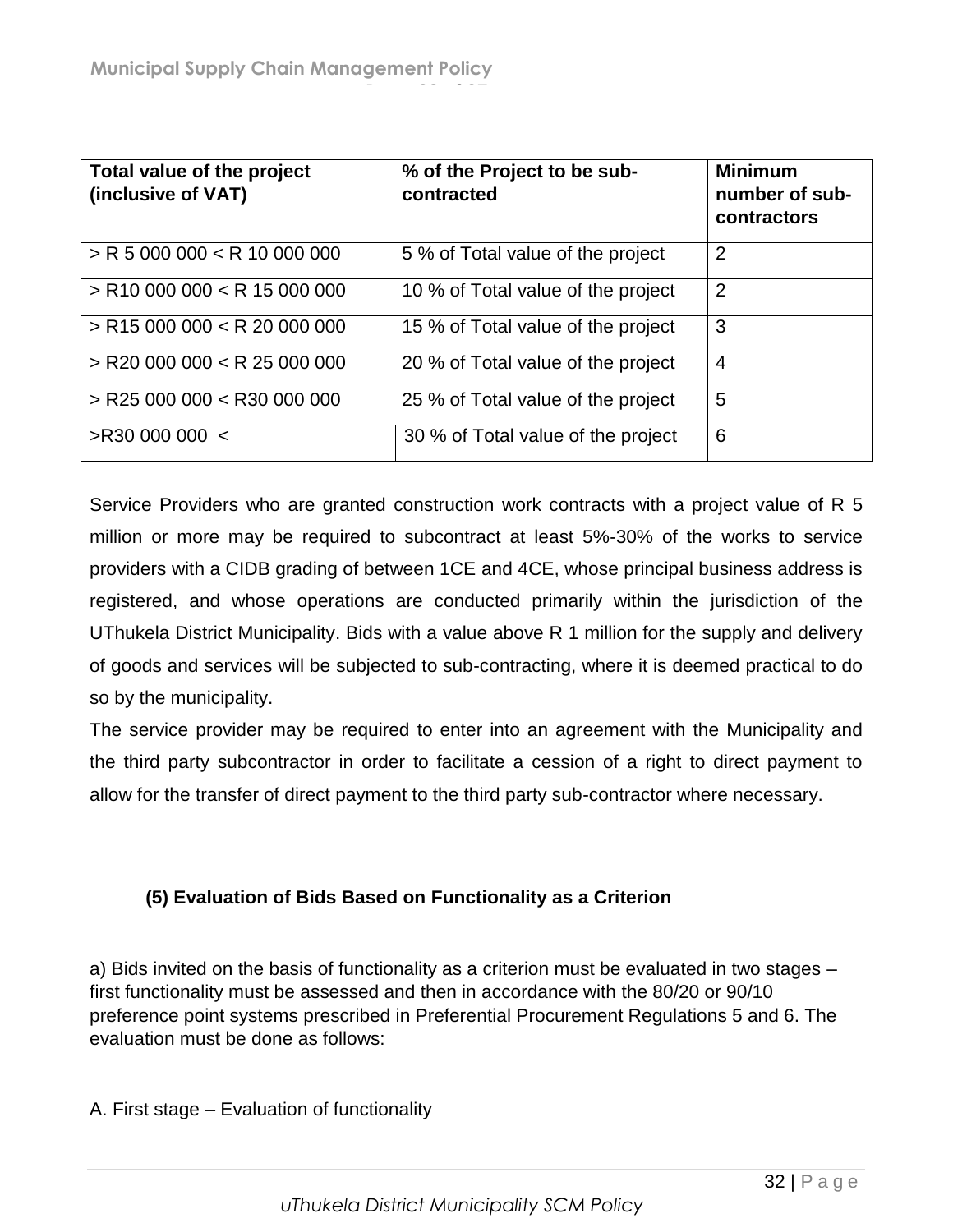| Total value of the project (inclusive of VAT) | % of the Project to be sub-contracted | Minimum number of sub-contractors |
|---|---|---|
| > R 5 000 000 < R 10 000 000 | 5 % of Total value of the project | 2 |
| > R10 000 000 < R 15 000 000 | 10 % of Total value of the project | 2 |
| > R15 000 000 < R 20 000 000 | 15 % of Total value of the project | 3 |
| > R20 000 000 < R 25 000 000 | 20 % of Total value of the project | 4 |
| > R25 000 000 < R30 000 000 | 25 % of Total value of the project | 5 |
| >R30 000 000 < | 30 % of Total value of the project | 6 |

Service Providers who are granted construction work contracts with a project value of R 5 million or more may be required to subcontract at least 5%-30% of the works to service providers with a CIDB grading of between 1CE and 4CE, whose principal business address is registered, and whose operations are conducted primarily within the jurisdiction of the UThukela District Municipality. Bids with a value above R 1 million for the supply and delivery of goods and services will be subjected to sub-contracting, where it is deemed practical to do so by the municipality.

The service provider may be required to enter into an agreement with the Municipality and the third party subcontractor in order to facilitate a cession of a right to direct payment to allow for the transfer of direct payment to the third party sub-contractor where necessary.

### (5) Evaluation of Bids Based on Functionality as a Criterion

a) Bids invited on the basis of functionality as a criterion must be evaluated in two stages – first functionality must be assessed and then in accordance with the 80/20 or 90/10 preference point systems prescribed in Preferential Procurement Regulations 5 and 6. The evaluation must be done as follows:

A. First stage – Evaluation of functionality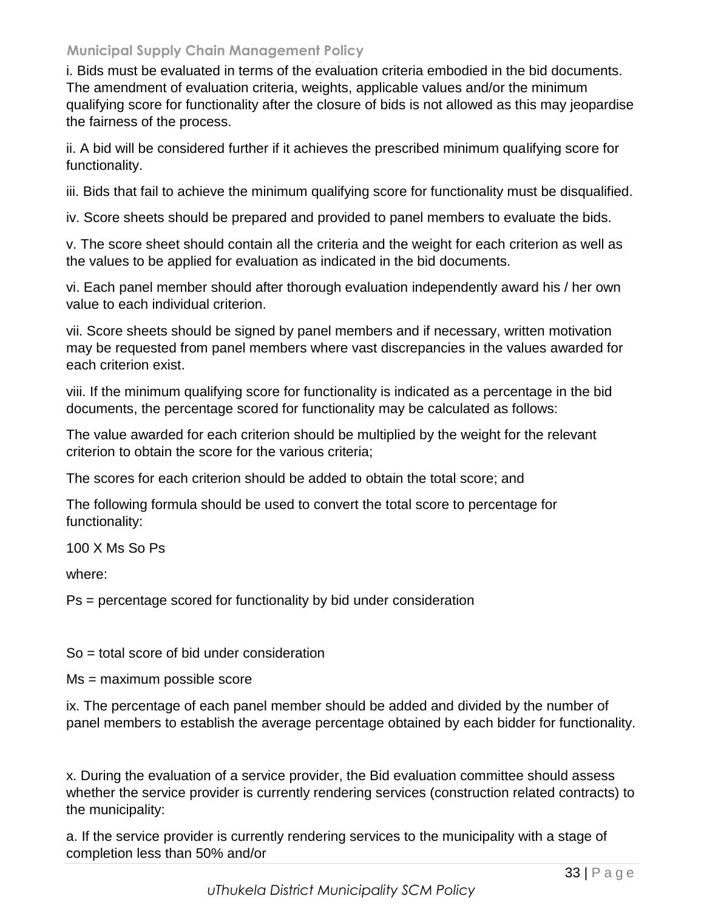i. Bids must be evaluated in terms of the evaluation criteria embodied in the bid documents. The amendment of evaluation criteria, weights, applicable values and/or the minimum qualifying score for functionality after the closure of bids is not allowed as this may jeopardise the fairness of the process.

ii. A bid will be considered further if it achieves the prescribed minimum qualifying score for functionality.

iii. Bids that fail to achieve the minimum qualifying score for functionality must be disqualified.

iv. Score sheets should be prepared and provided to panel members to evaluate the bids.

v. The score sheet should contain all the criteria and the weight for each criterion as well as the values to be applied for evaluation as indicated in the bid documents.

vi. Each panel member should after thorough evaluation independently award his / her own value to each individual criterion.

vii. Score sheets should be signed by panel members and if necessary, written motivation may be requested from panel members where vast discrepancies in the values awarded for each criterion exist.

viii. If the minimum qualifying score for functionality is indicated as a percentage in the bid documents, the percentage scored for functionality may be calculated as follows:

The value awarded for each criterion should be multiplied by the weight for the relevant criterion to obtain the score for the various criteria;

The scores for each criterion should be added to obtain the total score; and

The following formula should be used to convert the total score to percentage for functionality:

100 X Ms So Ps

where:

Ps = percentage scored for functionality by bid under consideration

So = total score of bid under consideration

Ms = maximum possible score

ix. The percentage of each panel member should be added and divided by the number of panel members to establish the average percentage obtained by each bidder for functionality.

x. During the evaluation of a service provider, the Bid evaluation committee should assess whether the service provider is currently rendering services (construction related contracts) to the municipality:

a. If the service provider is currently rendering services to the municipality with a stage of completion less than 50% and/or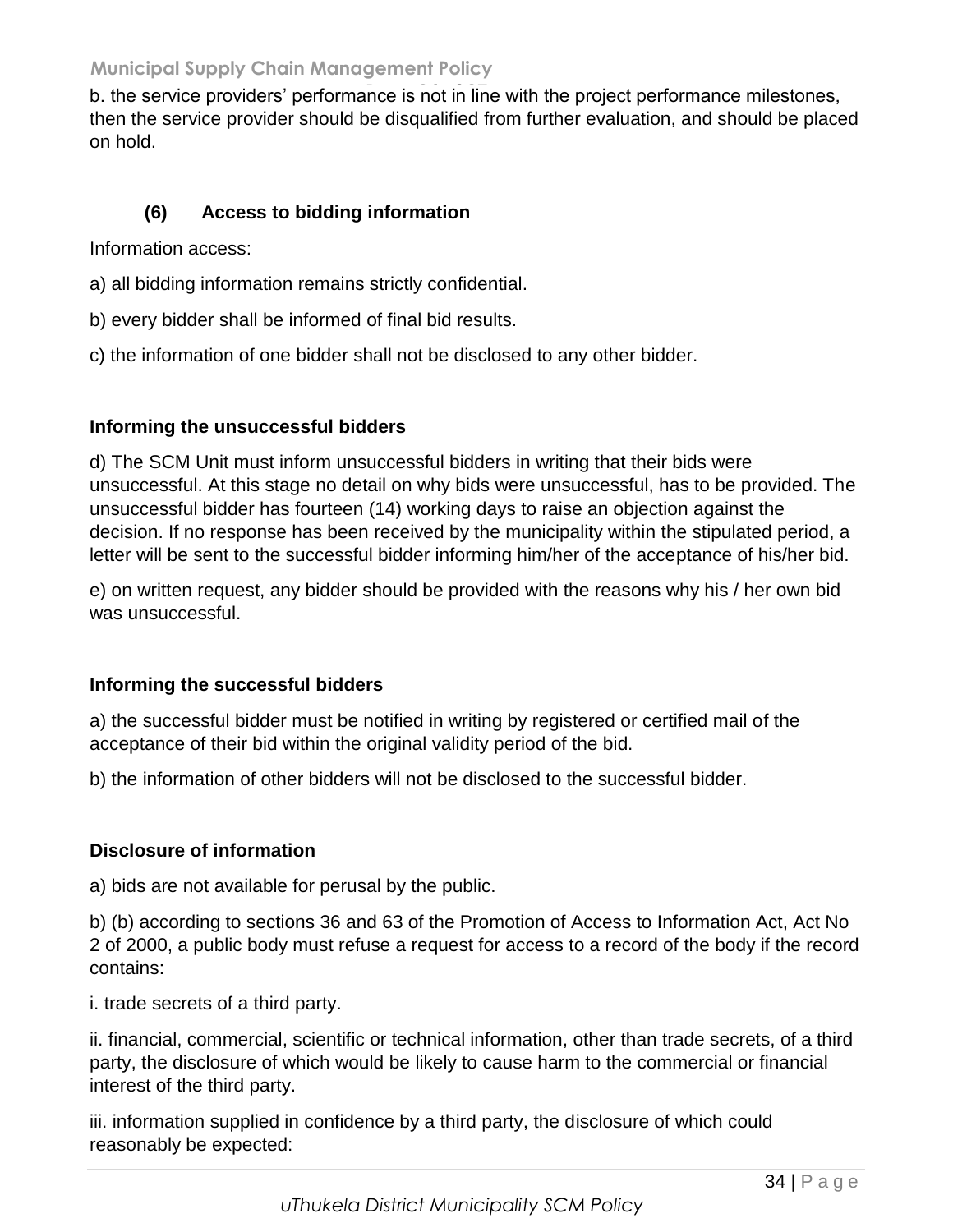b. the service providers' performance is not in line with the project performance milestones, then the service provider should be disqualified from further evaluation, and should be placed on hold.

### (6) Access to bidding information

Information access:

a) all bidding information remains strictly confidential.

b) every bidder shall be informed of final bid results.

c) the information of one bidder shall not be disclosed to any other bidder.

**Informing the unsuccessful bidders**

d) The SCM Unit must inform unsuccessful bidders in writing that their bids were unsuccessful. At this stage no detail on why bids were unsuccessful, has to be provided. The unsuccessful bidder has fourteen (14) working days to raise an objection against the decision. If no response has been received by the municipality within the stipulated period, a letter will be sent to the successful bidder informing him/her of the acceptance of his/her bid.

e) on written request, any bidder should be provided with the reasons why his / her own bid was unsuccessful.

**Informing the successful bidders**

a) the successful bidder must be notified in writing by registered or certified mail of the acceptance of their bid within the original validity period of the bid.

b) the information of other bidders will not be disclosed to the successful bidder.

**Disclosure of information**

a) bids are not available for perusal by the public.

b) (b) according to sections 36 and 63 of the Promotion of Access to Information Act, Act No 2 of 2000, a public body must refuse a request for access to a record of the body if the record contains:

i. trade secrets of a third party.

ii. financial, commercial, scientific or technical information, other than trade secrets, of a third party, the disclosure of which would be likely to cause harm to the commercial or financial interest of the third party.

iii. information supplied in confidence by a third party, the disclosure of which could reasonably be expected: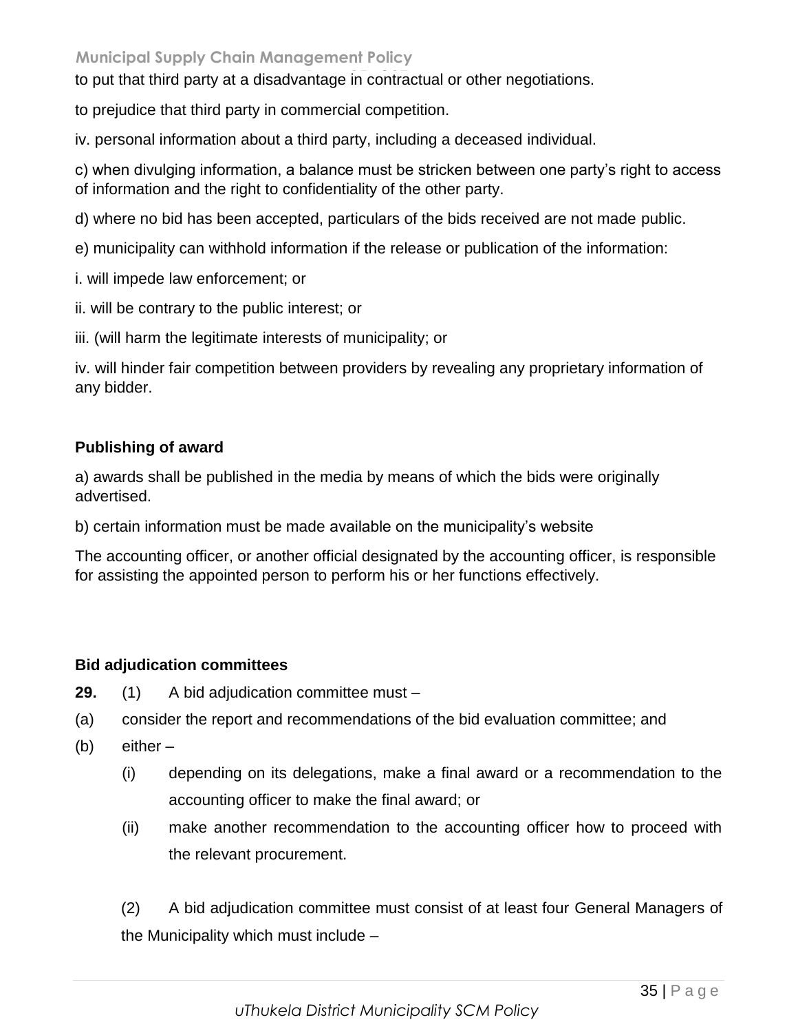to put that third party at a disadvantage in contractual or other negotiations.

to prejudice that third party in commercial competition.

iv. personal information about a third party, including a deceased individual.

c) when divulging information, a balance must be stricken between one party's right to access of information and the right to confidentiality of the other party.

d) where no bid has been accepted, particulars of the bids received are not made public.

e) municipality can withhold information if the release or publication of the information:

i. will impede law enforcement; or

ii. will be contrary to the public interest; or

iii. (will harm the legitimate interests of municipality; or

iv. will hinder fair competition between providers by revealing any proprietary information of any bidder.

**Publishing of award**

a) awards shall be published in the media by means of which the bids were originally advertised.

b) certain information must be made available on the municipality's website

The accounting officer, or another official designated by the accounting officer, is responsible for assisting the appointed person to perform his or her functions effectively.

**Bid adjudication committees**

**29.** (1) A bid adjudication committee must –

(a) consider the report and recommendations of the bid evaluation committee; and

(b) either –

(i) depending on its delegations, make a final award or a recommendation to the accounting officer to make the final award; or

(ii) make another recommendation to the accounting officer how to proceed with the relevant procurement.

(2) A bid adjudication committee must consist of at least four General Managers of the Municipality which must include –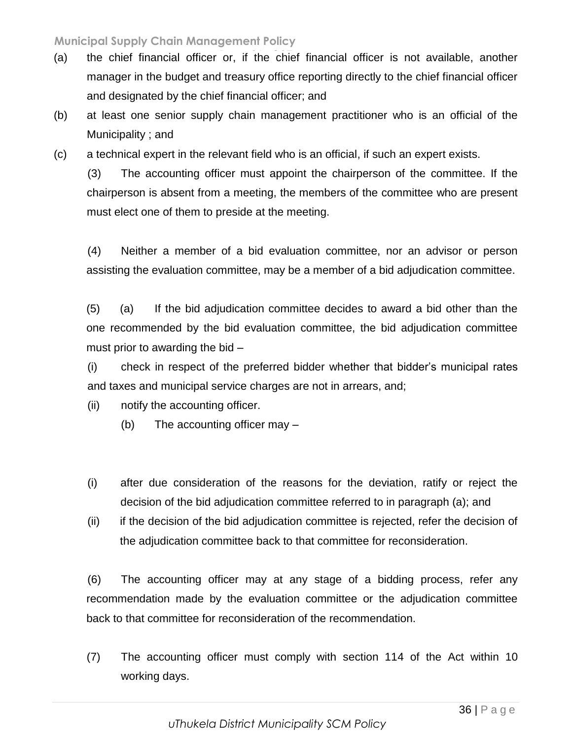(a) the chief financial officer or, if the chief financial officer is not available, another manager in the budget and treasury office reporting directly to the chief financial officer and designated by the chief financial officer; and

(b) at least one senior supply chain management practitioner who is an official of the Municipality ; and

(c) a technical expert in the relevant field who is an official, if such an expert exists.

(3) The accounting officer must appoint the chairperson of the committee. If the chairperson is absent from a meeting, the members of the committee who are present must elect one of them to preside at the meeting.

(4) Neither a member of a bid evaluation committee, nor an advisor or person assisting the evaluation committee, may be a member of a bid adjudication committee.

(5) (a) If the bid adjudication committee decides to award a bid other than the one recommended by the bid evaluation committee, the bid adjudication committee must prior to awarding the bid –

(i) check in respect of the preferred bidder whether that bidder's municipal rates and taxes and municipal service charges are not in arrears, and;

(ii) notify the accounting officer.

(b) The accounting officer may –

(i) after due consideration of the reasons for the deviation, ratify or reject the decision of the bid adjudication committee referred to in paragraph (a); and

(ii) if the decision of the bid adjudication committee is rejected, refer the decision of the adjudication committee back to that committee for reconsideration.

(6) The accounting officer may at any stage of a bidding process, refer any recommendation made by the evaluation committee or the adjudication committee back to that committee for reconsideration of the recommendation.

(7) The accounting officer must comply with section 114 of the Act within 10 working days.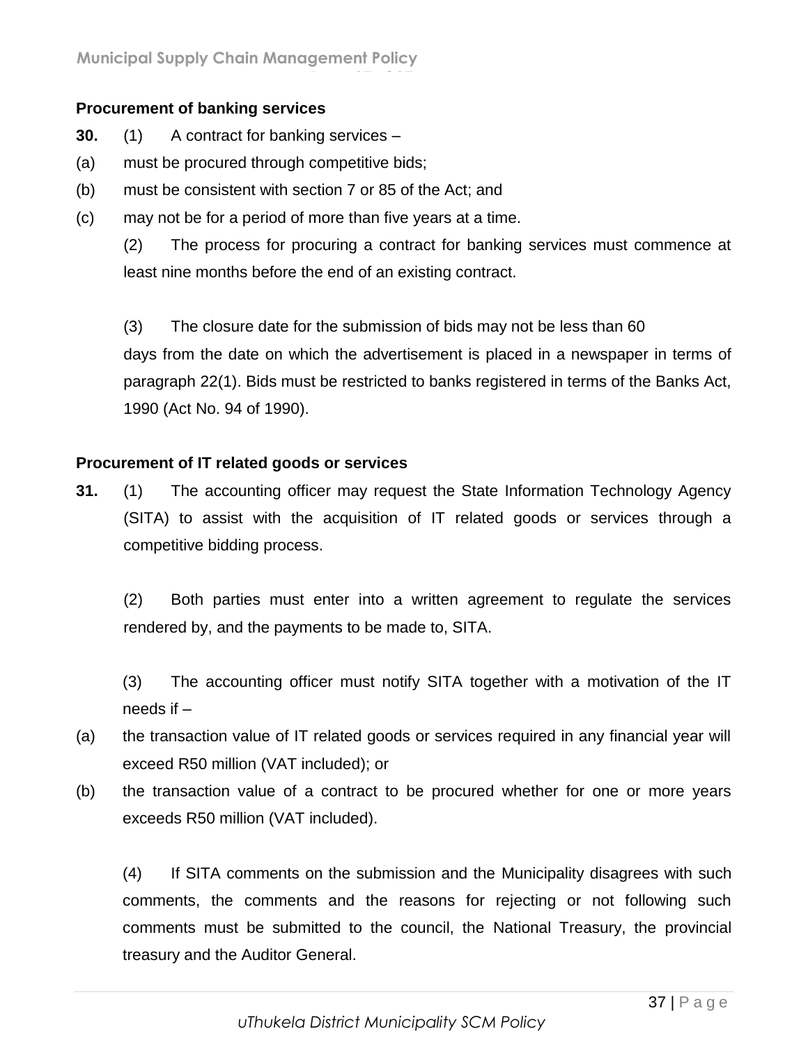**Procurement of banking services**

**30.** (1) A contract for banking services –

(a) must be procured through competitive bids;

(b) must be consistent with section 7 or 85 of the Act; and

(c) may not be for a period of more than five years at a time.

(2) The process for procuring a contract for banking services must commence at least nine months before the end of an existing contract.

(3) The closure date for the submission of bids may not be less than 60 days from the date on which the advertisement is placed in a newspaper in terms of paragraph 22(1). Bids must be restricted to banks registered in terms of the Banks Act, 1990 (Act No. 94 of 1990).

**Procurement of IT related goods or services**

**31.** (1) The accounting officer may request the State Information Technology Agency (SITA) to assist with the acquisition of IT related goods or services through a competitive bidding process.

(2) Both parties must enter into a written agreement to regulate the services rendered by, and the payments to be made to, SITA.

(3) The accounting officer must notify SITA together with a motivation of the IT needs if –

(a) the transaction value of IT related goods or services required in any financial year will exceed R50 million (VAT included); or

(b) the transaction value of a contract to be procured whether for one or more years exceeds R50 million (VAT included).

(4) If SITA comments on the submission and the Municipality disagrees with such comments, the comments and the reasons for rejecting or not following such comments must be submitted to the council, the National Treasury, the provincial treasury and the Auditor General.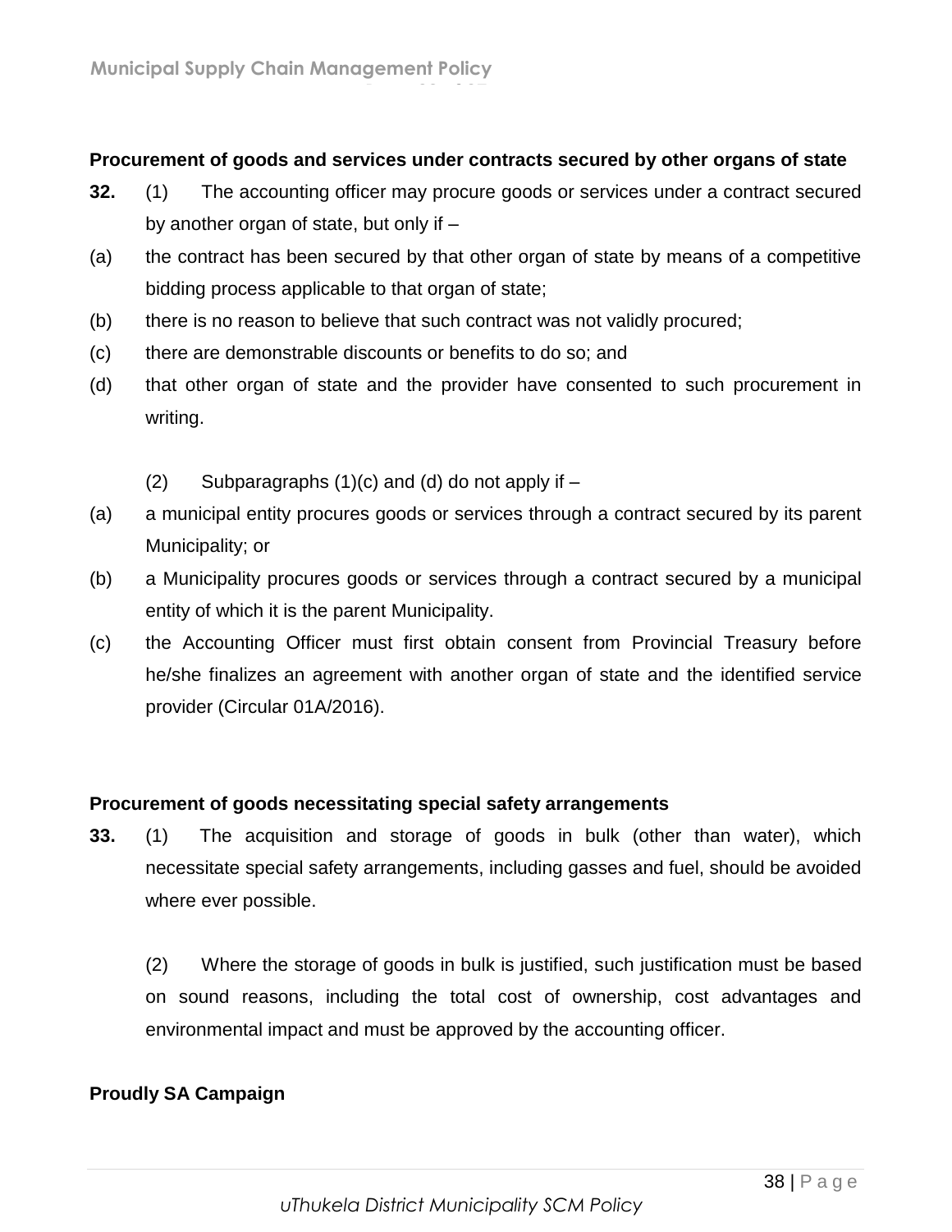**Procurement of goods and services under contracts secured by other organs of state**

**32.** (1) The accounting officer may procure goods or services under a contract secured by another organ of state, but only if –

(a) the contract has been secured by that other organ of state by means of a competitive bidding process applicable to that organ of state;

(b) there is no reason to believe that such contract was not validly procured;

(c) there are demonstrable discounts or benefits to do so; and

(d) that other organ of state and the provider have consented to such procurement in writing.

(2) Subparagraphs (1)(c) and (d) do not apply if –

(a) a municipal entity procures goods or services through a contract secured by its parent Municipality; or

(b) a Municipality procures goods or services through a contract secured by a municipal entity of which it is the parent Municipality.

(c) the Accounting Officer must first obtain consent from Provincial Treasury before he/she finalizes an agreement with another organ of state and the identified service provider (Circular 01A/2016).

**Procurement of goods necessitating special safety arrangements**

**33.** (1) The acquisition and storage of goods in bulk (other than water), which necessitate special safety arrangements, including gasses and fuel, should be avoided where ever possible.

(2) Where the storage of goods in bulk is justified, such justification must be based on sound reasons, including the total cost of ownership, cost advantages and environmental impact and must be approved by the accounting officer.

**Proudly SA Campaign**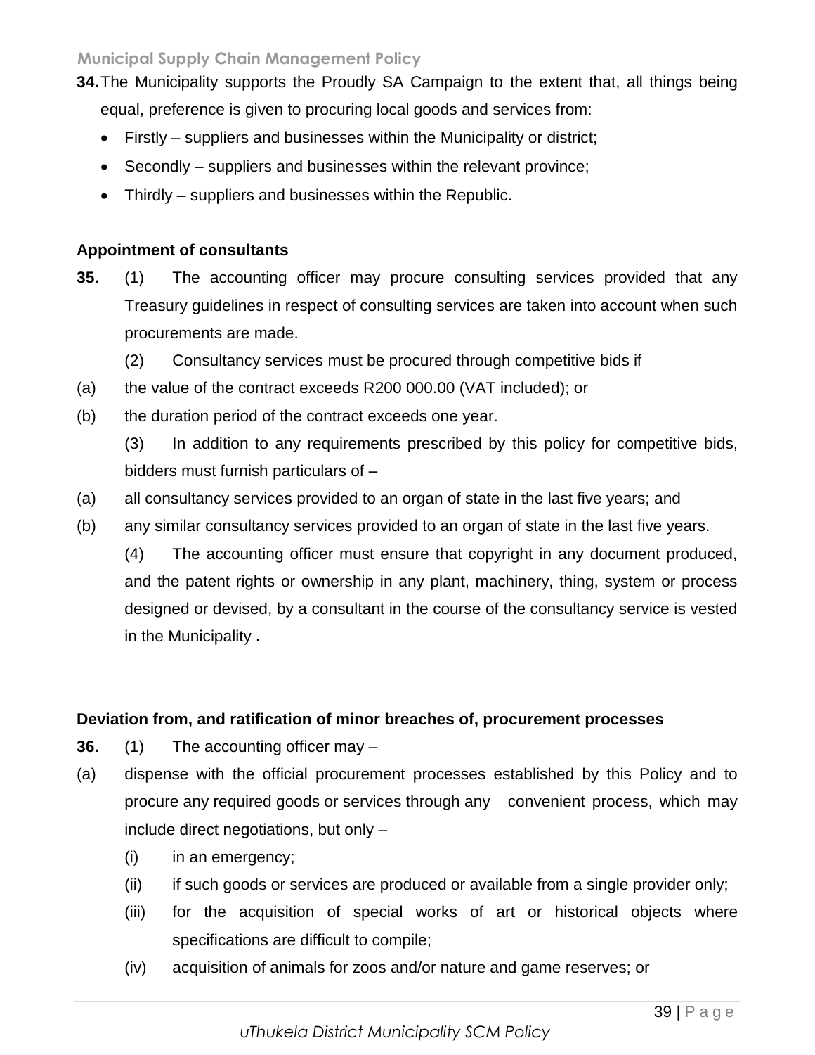**34.** The Municipality supports the Proudly SA Campaign to the extent that, all things being equal, preference is given to procuring local goods and services from:

- Firstly – suppliers and businesses within the Municipality or district;
- Secondly – suppliers and businesses within the relevant province;
- Thirdly – suppliers and businesses within the Republic.

**Appointment of consultants**

**35.** (1) The accounting officer may procure consulting services provided that any Treasury guidelines in respect of consulting services are taken into account when such procurements are made.

(2) Consultancy services must be procured through competitive bids if

(a) the value of the contract exceeds R200 000.00 (VAT included); or

(b) the duration period of the contract exceeds one year.

(3) In addition to any requirements prescribed by this policy for competitive bids, bidders must furnish particulars of –

(a) all consultancy services provided to an organ of state in the last five years; and

(b) any similar consultancy services provided to an organ of state in the last five years.

(4) The accounting officer must ensure that copyright in any document produced, and the patent rights or ownership in any plant, machinery, thing, system or process designed or devised, by a consultant in the course of the consultancy service is vested in the Municipality **.**

**Deviation from, and ratification of minor breaches of, procurement processes**

**36.** (1) The accounting officer may –

(a) dispense with the official procurement processes established by this Policy and to procure any required goods or services through any convenient process, which may include direct negotiations, but only –

(i) in an emergency;

(ii) if such goods or services are produced or available from a single provider only;

(iii) for the acquisition of special works of art or historical objects where specifications are difficult to compile;

(iv) acquisition of animals for zoos and/or nature and game reserves; or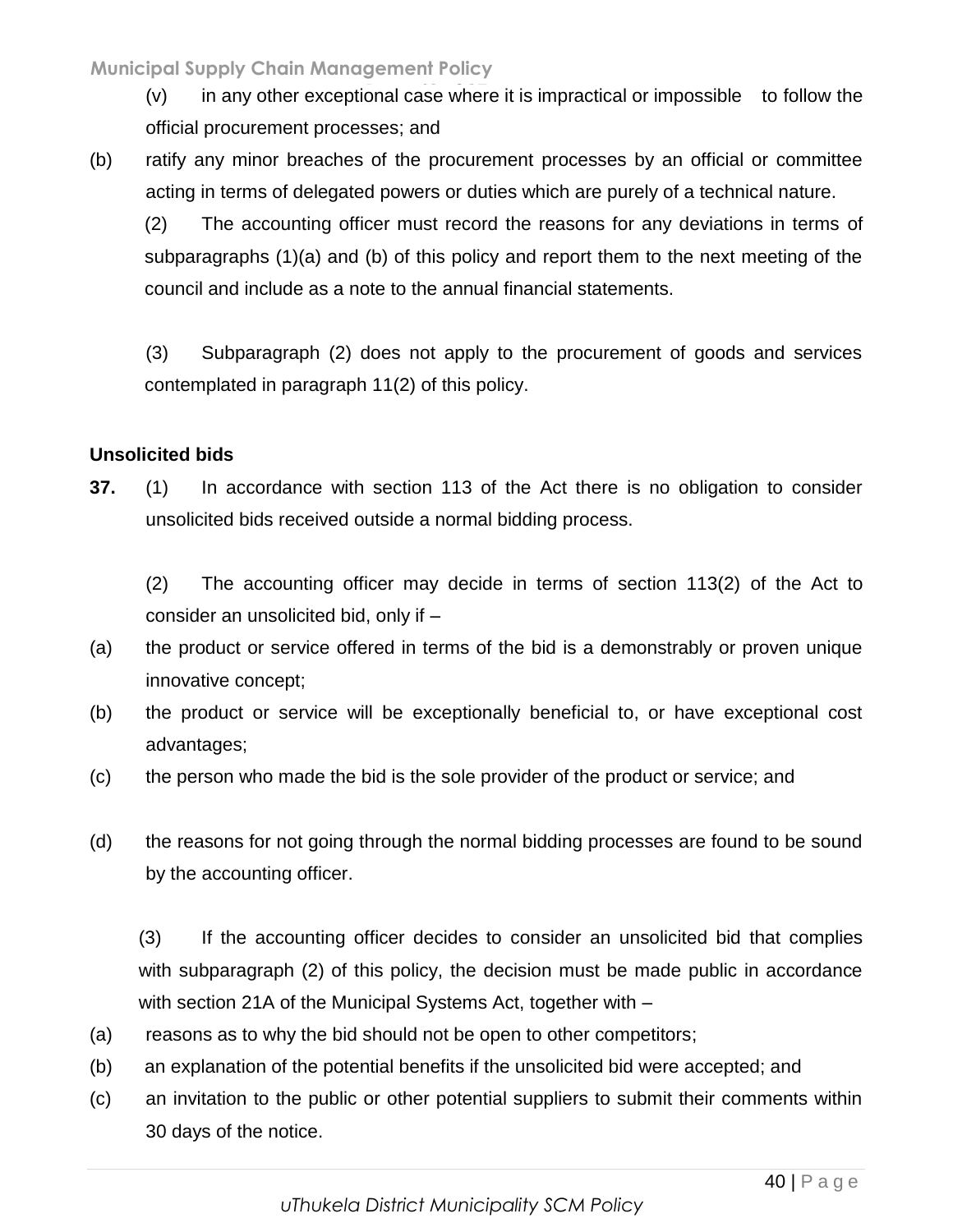(v) in any other exceptional case where it is impractical or impossible to follow the official procurement processes; and

(b) ratify any minor breaches of the procurement processes by an official or committee acting in terms of delegated powers or duties which are purely of a technical nature.

(2) The accounting officer must record the reasons for any deviations in terms of subparagraphs (1)(a) and (b) of this policy and report them to the next meeting of the council and include as a note to the annual financial statements.

(3) Subparagraph (2) does not apply to the procurement of goods and services contemplated in paragraph 11(2) of this policy.

**Unsolicited bids**

**37.** (1) In accordance with section 113 of the Act there is no obligation to consider unsolicited bids received outside a normal bidding process.

(2) The accounting officer may decide in terms of section 113(2) of the Act to consider an unsolicited bid, only if –

(a) the product or service offered in terms of the bid is a demonstrably or proven unique innovative concept;

(b) the product or service will be exceptionally beneficial to, or have exceptional cost advantages;

(c) the person who made the bid is the sole provider of the product or service; and

(d) the reasons for not going through the normal bidding processes are found to be sound by the accounting officer.

(3) If the accounting officer decides to consider an unsolicited bid that complies with subparagraph (2) of this policy, the decision must be made public in accordance with section 21A of the Municipal Systems Act, together with –

(a) reasons as to why the bid should not be open to other competitors;

(b) an explanation of the potential benefits if the unsolicited bid were accepted; and

(c) an invitation to the public or other potential suppliers to submit their comments within 30 days of the notice.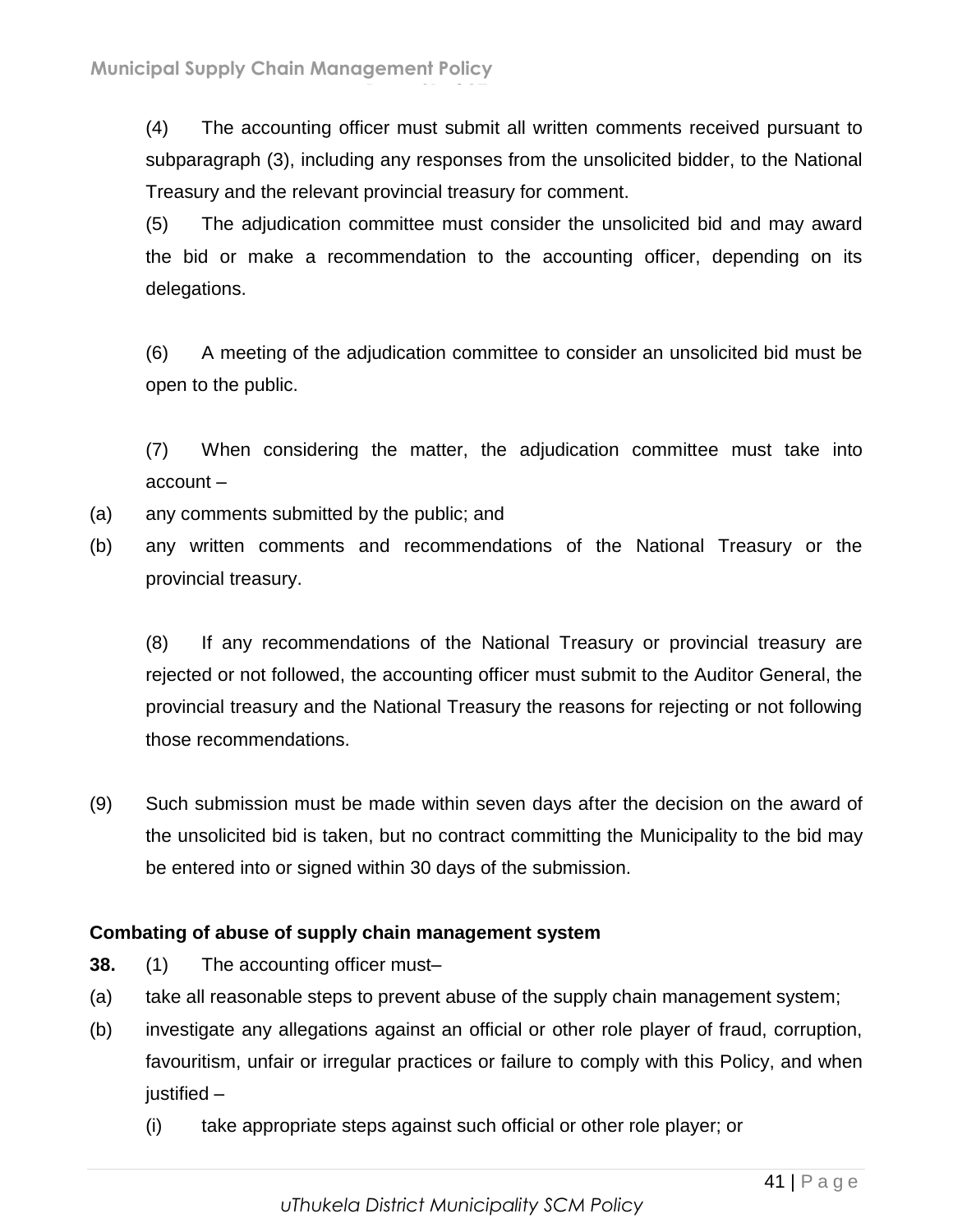(4) The accounting officer must submit all written comments received pursuant to subparagraph (3), including any responses from the unsolicited bidder, to the National Treasury and the relevant provincial treasury for comment.

(5) The adjudication committee must consider the unsolicited bid and may award the bid or make a recommendation to the accounting officer, depending on its delegations.

(6) A meeting of the adjudication committee to consider an unsolicited bid must be open to the public.

(7) When considering the matter, the adjudication committee must take into account –

(a) any comments submitted by the public; and

(b) any written comments and recommendations of the National Treasury or the provincial treasury.

(8) If any recommendations of the National Treasury or provincial treasury are rejected or not followed, the accounting officer must submit to the Auditor General, the provincial treasury and the National Treasury the reasons for rejecting or not following those recommendations.

(9) Such submission must be made within seven days after the decision on the award of the unsolicited bid is taken, but no contract committing the Municipality to the bid may be entered into or signed within 30 days of the submission.

**Combating of abuse of supply chain management system**

**38.** (1) The accounting officer must–

(a) take all reasonable steps to prevent abuse of the supply chain management system;

(b) investigate any allegations against an official or other role player of fraud, corruption, favouritism, unfair or irregular practices or failure to comply with this Policy, and when justified –

(i) take appropriate steps against such official or other role player; or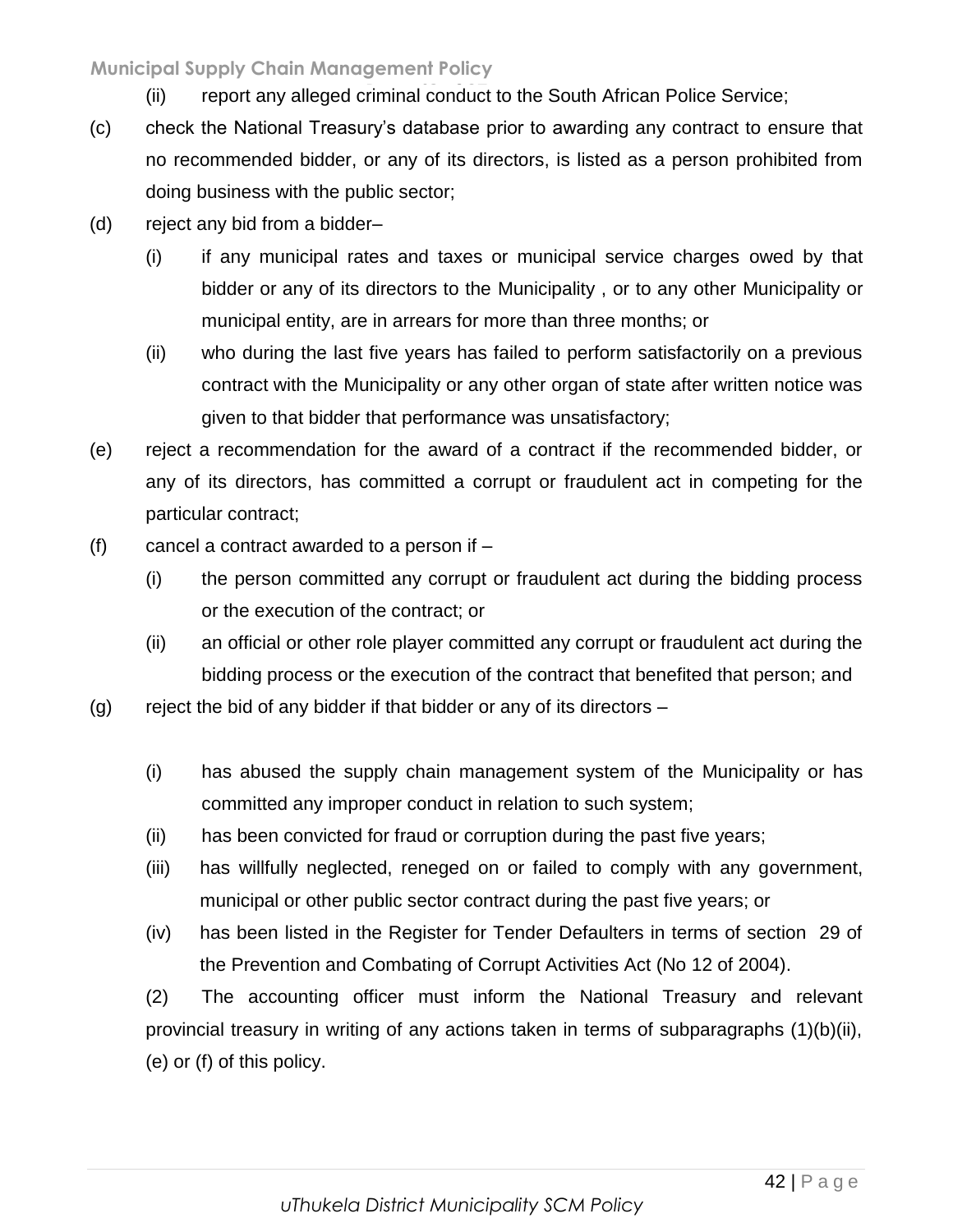(ii) report any alleged criminal conduct to the South African Police Service;

(c) check the National Treasury's database prior to awarding any contract to ensure that no recommended bidder, or any of its directors, is listed as a person prohibited from doing business with the public sector;

(d) reject any bid from a bidder–

(i) if any municipal rates and taxes or municipal service charges owed by that bidder or any of its directors to the Municipality , or to any other Municipality or municipal entity, are in arrears for more than three months; or

(ii) who during the last five years has failed to perform satisfactorily on a previous contract with the Municipality or any other organ of state after written notice was given to that bidder that performance was unsatisfactory;

(e) reject a recommendation for the award of a contract if the recommended bidder, or any of its directors, has committed a corrupt or fraudulent act in competing for the particular contract;

(f) cancel a contract awarded to a person if –

(i) the person committed any corrupt or fraudulent act during the bidding process or the execution of the contract; or

(ii) an official or other role player committed any corrupt or fraudulent act during the bidding process or the execution of the contract that benefited that person; and

(g) reject the bid of any bidder if that bidder or any of its directors –

(i) has abused the supply chain management system of the Municipality or has committed any improper conduct in relation to such system;

(ii) has been convicted for fraud or corruption during the past five years;

(iii) has willfully neglected, reneged on or failed to comply with any government, municipal or other public sector contract during the past five years; or

(iv) has been listed in the Register for Tender Defaulters in terms of section 29 of the Prevention and Combating of Corrupt Activities Act (No 12 of 2004).

(2) The accounting officer must inform the National Treasury and relevant provincial treasury in writing of any actions taken in terms of subparagraphs (1)(b)(ii), (e) or (f) of this policy.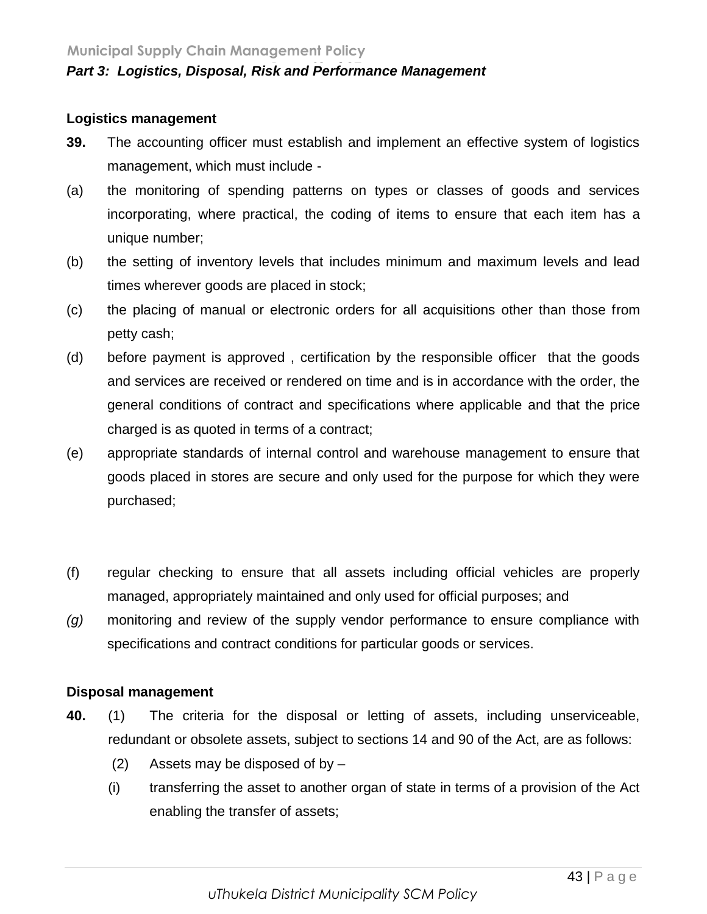*Part 3: Logistics, Disposal, Risk and Performance Management*

**Logistics management**

**39.** The accounting officer must establish and implement an effective system of logistics management, which must include -

(a) the monitoring of spending patterns on types or classes of goods and services incorporating, where practical, the coding of items to ensure that each item has a unique number;

(b) the setting of inventory levels that includes minimum and maximum levels and lead times wherever goods are placed in stock;

(c) the placing of manual or electronic orders for all acquisitions other than those from petty cash;

(d) before payment is approved , certification by the responsible officer that the goods and services are received or rendered on time and is in accordance with the order, the general conditions of contract and specifications where applicable and that the price charged is as quoted in terms of a contract;

(e) appropriate standards of internal control and warehouse management to ensure that goods placed in stores are secure and only used for the purpose for which they were purchased;

(f) regular checking to ensure that all assets including official vehicles are properly managed, appropriately maintained and only used for official purposes; and

*(g)* monitoring and review of the supply vendor performance to ensure compliance with specifications and contract conditions for particular goods or services.

**Disposal management**

**40.** (1) The criteria for the disposal or letting of assets, including unserviceable, redundant or obsolete assets, subject to sections 14 and 90 of the Act, are as follows:

(2) Assets may be disposed of by –

(i) transferring the asset to another organ of state in terms of a provision of the Act enabling the transfer of assets;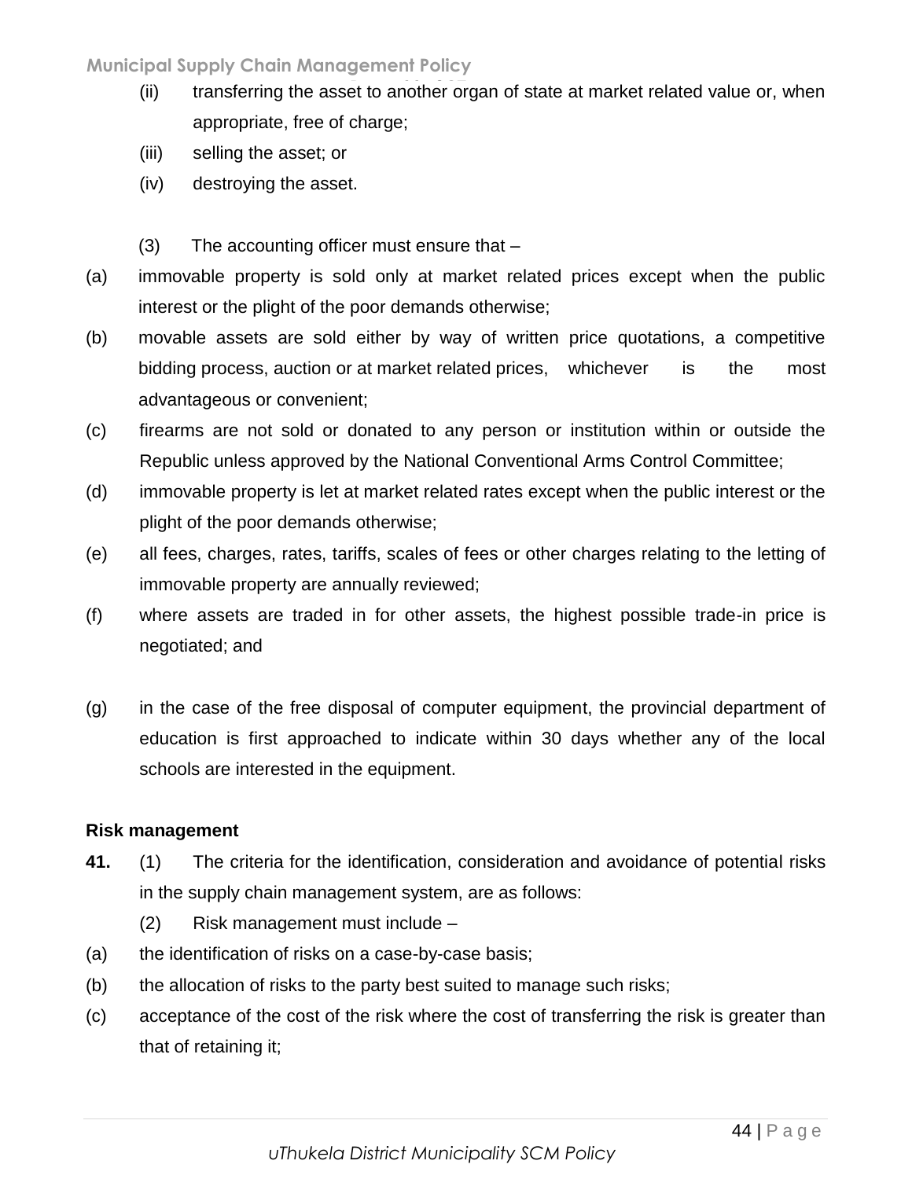(ii) transferring the asset to another organ of state at market related value or, when appropriate, free of charge;

(iii) selling the asset; or

(iv) destroying the asset.

(3) The accounting officer must ensure that –

(a) immovable property is sold only at market related prices except when the public interest or the plight of the poor demands otherwise;

(b) movable assets are sold either by way of written price quotations, a competitive bidding process, auction or at market related prices, whichever is the most advantageous or convenient;

(c) firearms are not sold or donated to any person or institution within or outside the Republic unless approved by the National Conventional Arms Control Committee;

(d) immovable property is let at market related rates except when the public interest or the plight of the poor demands otherwise;

(e) all fees, charges, rates, tariffs, scales of fees or other charges relating to the letting of immovable property are annually reviewed;

(f) where assets are traded in for other assets, the highest possible trade-in price is negotiated; and

(g) in the case of the free disposal of computer equipment, the provincial department of education is first approached to indicate within 30 days whether any of the local schools are interested in the equipment.

**Risk management**

**41.** (1) The criteria for the identification, consideration and avoidance of potential risks in the supply chain management system, are as follows:

(2) Risk management must include –

(a) the identification of risks on a case-by-case basis;

(b) the allocation of risks to the party best suited to manage such risks;

(c) acceptance of the cost of the risk where the cost of transferring the risk is greater than that of retaining it;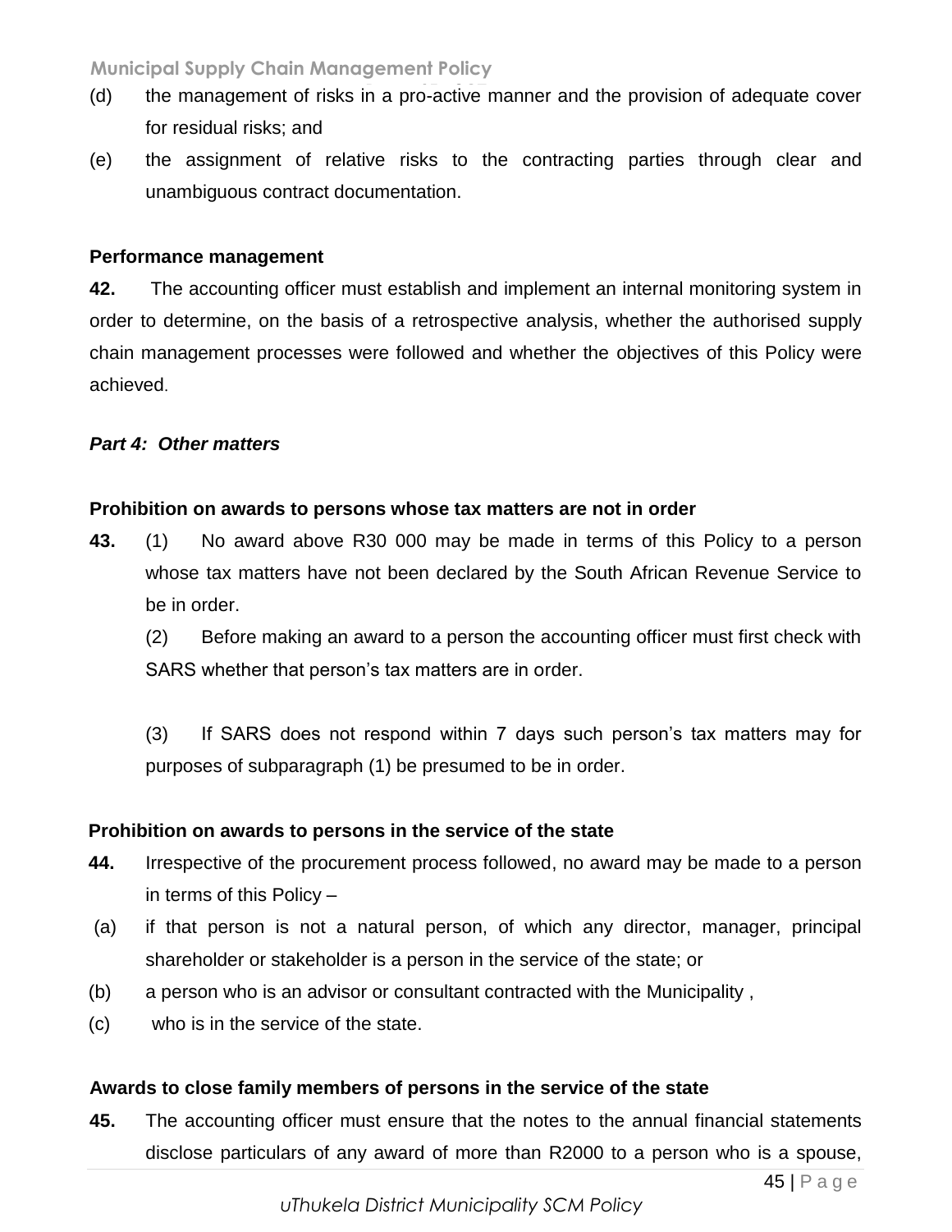(d) the management of risks in a pro-active manner and the provision of adequate cover for residual risks; and

(e) the assignment of relative risks to the contracting parties through clear and unambiguous contract documentation.

**Performance management**

**42.** The accounting officer must establish and implement an internal monitoring system in order to determine, on the basis of a retrospective analysis, whether the authorised supply chain management processes were followed and whether the objectives of this Policy were achieved.

***Part 4: Other matters***

**Prohibition on awards to persons whose tax matters are not in order**

**43.** (1) No award above R30 000 may be made in terms of this Policy to a person whose tax matters have not been declared by the South African Revenue Service to be in order.

(2) Before making an award to a person the accounting officer must first check with SARS whether that person's tax matters are in order.

(3) If SARS does not respond within 7 days such person's tax matters may for purposes of subparagraph (1) be presumed to be in order.

**Prohibition on awards to persons in the service of the state**

**44.** Irrespective of the procurement process followed, no award may be made to a person in terms of this Policy –

(a) if that person is not a natural person, of which any director, manager, principal shareholder or stakeholder is a person in the service of the state; or

(b) a person who is an advisor or consultant contracted with the Municipality ,

(c) who is in the service of the state.

**Awards to close family members of persons in the service of the state**

**45.** The accounting officer must ensure that the notes to the annual financial statements disclose particulars of any award of more than R2000 to a person who is a spouse,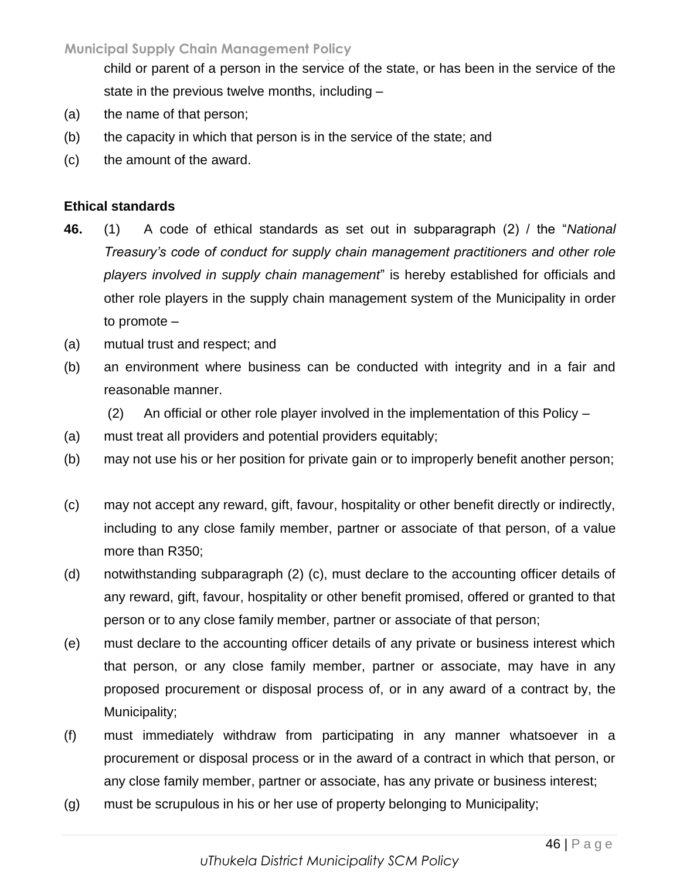child or parent of a person in the service of the state, or has been in the service of the state in the previous twelve months, including –

(a) the name of that person;

(b) the capacity in which that person is in the service of the state; and

(c) the amount of the award.

**Ethical standards**

**46.** (1) A code of ethical standards as set out in subparagraph (2) / the "*National Treasury's code of conduct for supply chain management practitioners and other role players involved in supply chain management*" is hereby established for officials and other role players in the supply chain management system of the Municipality in order to promote –

(a) mutual trust and respect; and

(b) an environment where business can be conducted with integrity and in a fair and reasonable manner.

(2) An official or other role player involved in the implementation of this Policy –

(a) must treat all providers and potential providers equitably;

(b) may not use his or her position for private gain or to improperly benefit another person;

(c) may not accept any reward, gift, favour, hospitality or other benefit directly or indirectly, including to any close family member, partner or associate of that person, of a value more than R350;

(d) notwithstanding subparagraph (2) (c), must declare to the accounting officer details of any reward, gift, favour, hospitality or other benefit promised, offered or granted to that person or to any close family member, partner or associate of that person;

(e) must declare to the accounting officer details of any private or business interest which that person, or any close family member, partner or associate, may have in any proposed procurement or disposal process of, or in any award of a contract by, the Municipality;

(f) must immediately withdraw from participating in any manner whatsoever in a procurement or disposal process or in the award of a contract in which that person, or any close family member, partner or associate, has any private or business interest;

(g) must be scrupulous in his or her use of property belonging to Municipality;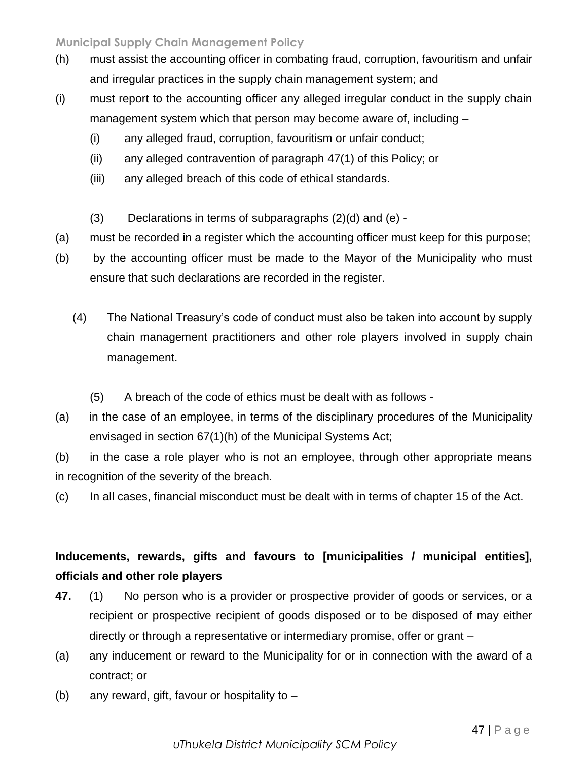(h) must assist the accounting officer in combating fraud, corruption, favouritism and unfair and irregular practices in the supply chain management system; and

(i) must report to the accounting officer any alleged irregular conduct in the supply chain management system which that person may become aware of, including –

   (i) any alleged fraud, corruption, favouritism or unfair conduct;

   (ii) any alleged contravention of paragraph 47(1) of this Policy; or

   (iii) any alleged breach of this code of ethical standards.

(3) Declarations in terms of subparagraphs (2)(d) and (e) -

(a) must be recorded in a register which the accounting officer must keep for this purpose;

(b) by the accounting officer must be made to the Mayor of the Municipality who must ensure that such declarations are recorded in the register.

(4) The National Treasury's code of conduct must also be taken into account by supply chain management practitioners and other role players involved in supply chain management.

(5) A breach of the code of ethics must be dealt with as follows -

(a) in the case of an employee, in terms of the disciplinary procedures of the Municipality envisaged in section 67(1)(h) of the Municipal Systems Act;

(b) in the case a role player who is not an employee, through other appropriate means in recognition of the severity of the breach.

(c) In all cases, financial misconduct must be dealt with in terms of chapter 15 of the Act.

**Inducements, rewards, gifts and favours to [municipalities / municipal entities], officials and other role players**

**47.** (1) No person who is a provider or prospective provider of goods or services, or a recipient or prospective recipient of goods disposed or to be disposed of may either directly or through a representative or intermediary promise, offer or grant –

(a) any inducement or reward to the Municipality for or in connection with the award of a contract; or

(b) any reward, gift, favour or hospitality to –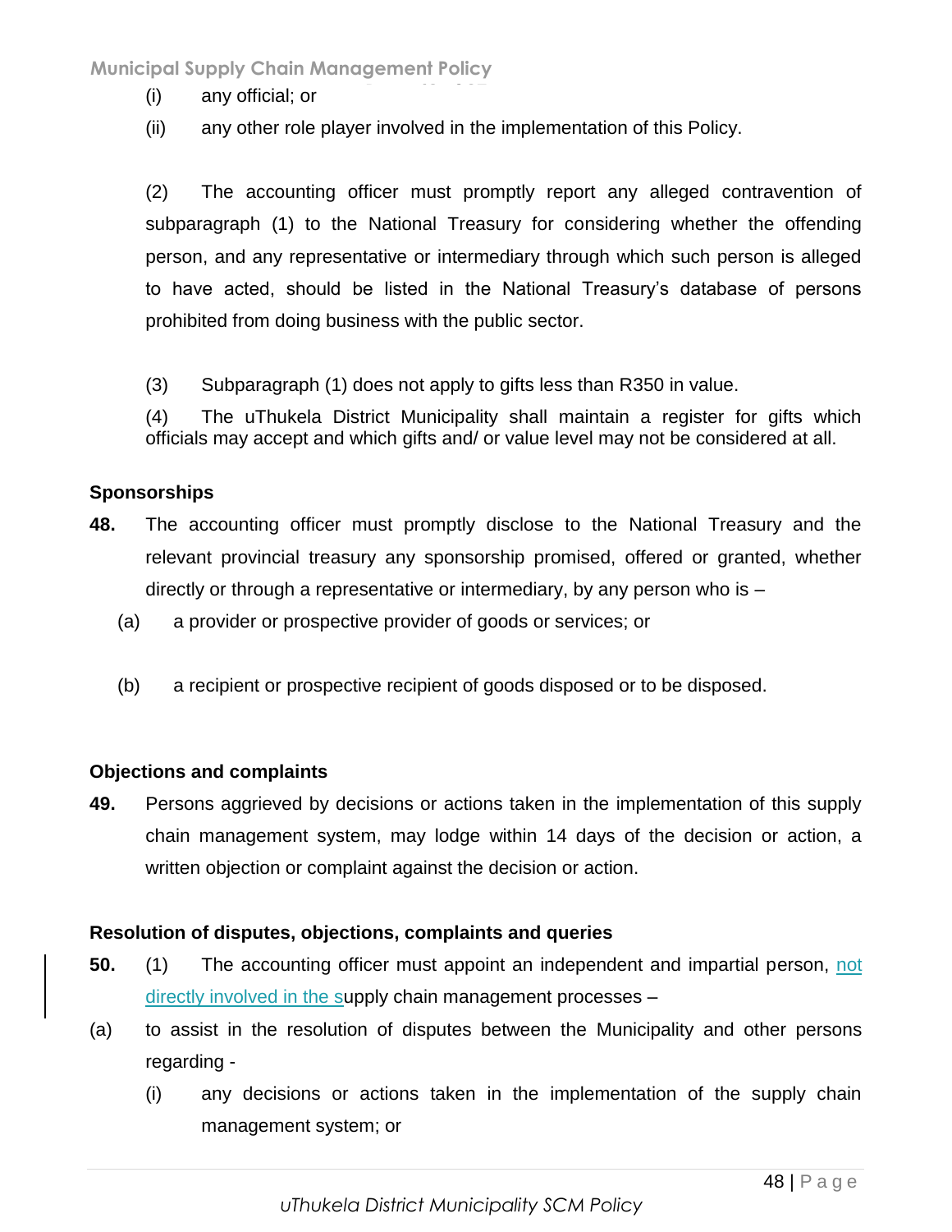(i) any official; or

(ii) any other role player involved in the implementation of this Policy.

(2) The accounting officer must promptly report any alleged contravention of subparagraph (1) to the National Treasury for considering whether the offending person, and any representative or intermediary through which such person is alleged to have acted, should be listed in the National Treasury's database of persons prohibited from doing business with the public sector.

(3) Subparagraph (1) does not apply to gifts less than R350 in value.

(4) The uThukela District Municipality shall maintain a register for gifts which officials may accept and which gifts and/ or value level may not be considered at all.

**Sponsorships**

**48.** The accounting officer must promptly disclose to the National Treasury and the relevant provincial treasury any sponsorship promised, offered or granted, whether directly or through a representative or intermediary, by any person who is –

(a) a provider or prospective provider of goods or services; or

(b) a recipient or prospective recipient of goods disposed or to be disposed.

**Objections and complaints**

**49.** Persons aggrieved by decisions or actions taken in the implementation of this supply chain management system, may lodge within 14 days of the decision or action, a written objection or complaint against the decision or action.

**Resolution of disputes, objections, complaints and queries**

**50.** (1) The accounting officer must appoint an independent and impartial person, not directly involved in the supply chain management processes –

(a) to assist in the resolution of disputes between the Municipality and other persons regarding -

(i) any decisions or actions taken in the implementation of the supply chain management system; or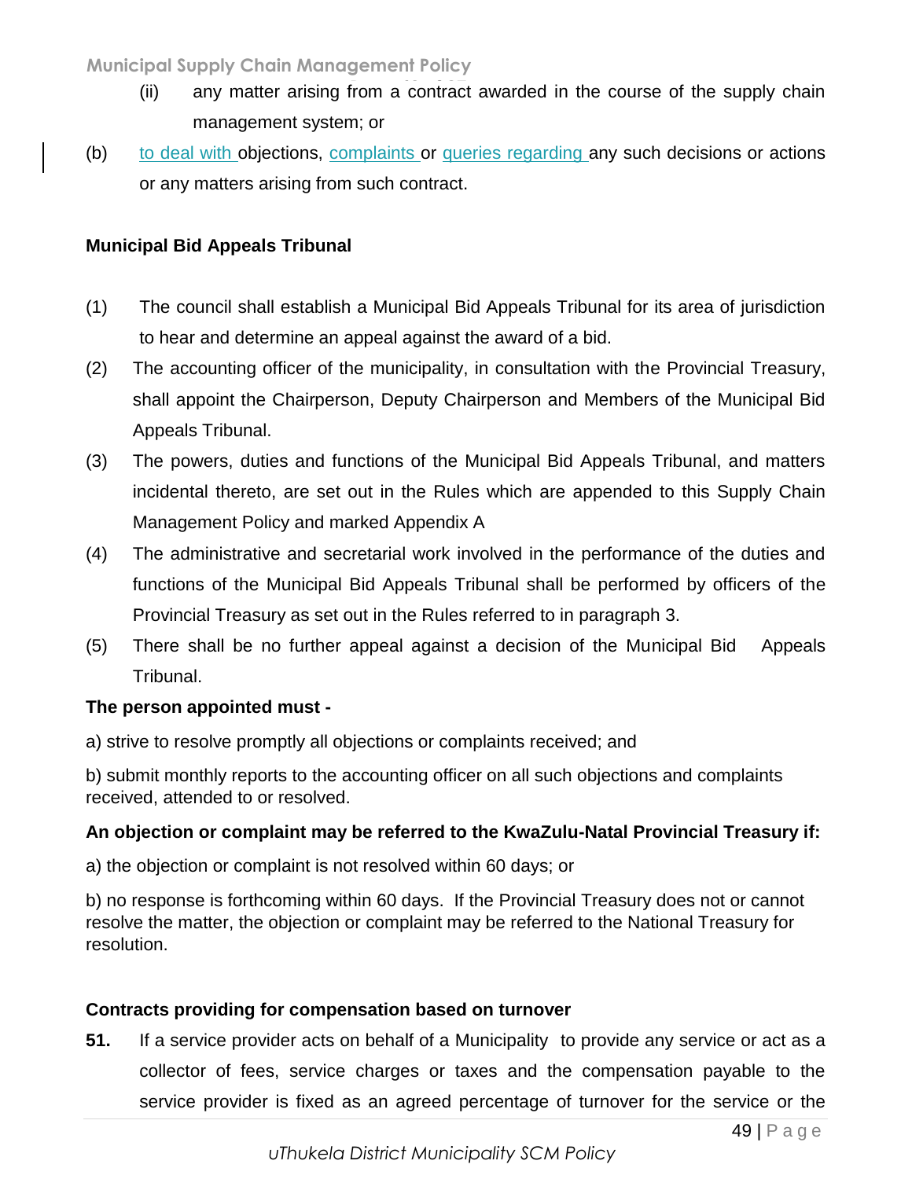(ii) any matter arising from a contract awarded in the course of the supply chain management system; or

(b) to deal with objections, complaints or queries regarding any such decisions or actions or any matters arising from such contract.

**Municipal Bid Appeals Tribunal**

(1) The council shall establish a Municipal Bid Appeals Tribunal for its area of jurisdiction to hear and determine an appeal against the award of a bid.

(2) The accounting officer of the municipality, in consultation with the Provincial Treasury, shall appoint the Chairperson, Deputy Chairperson and Members of the Municipal Bid Appeals Tribunal.

(3) The powers, duties and functions of the Municipal Bid Appeals Tribunal, and matters incidental thereto, are set out in the Rules which are appended to this Supply Chain Management Policy and marked Appendix A

(4) The administrative and secretarial work involved in the performance of the duties and functions of the Municipal Bid Appeals Tribunal shall be performed by officers of the Provincial Treasury as set out in the Rules referred to in paragraph 3.

(5) There shall be no further appeal against a decision of the Municipal Bid Appeals Tribunal.

**The person appointed must -**

a) strive to resolve promptly all objections or complaints received; and

b) submit monthly reports to the accounting officer on all such objections and complaints received, attended to or resolved.

**An objection or complaint may be referred to the KwaZulu-Natal Provincial Treasury if:**

a) the objection or complaint is not resolved within 60 days; or

b) no response is forthcoming within 60 days. If the Provincial Treasury does not or cannot resolve the matter, the objection or complaint may be referred to the National Treasury for resolution.

**Contracts providing for compensation based on turnover**

**51.** If a service provider acts on behalf of a Municipality to provide any service or act as a collector of fees, service charges or taxes and the compensation payable to the service provider is fixed as an agreed percentage of turnover for the service or the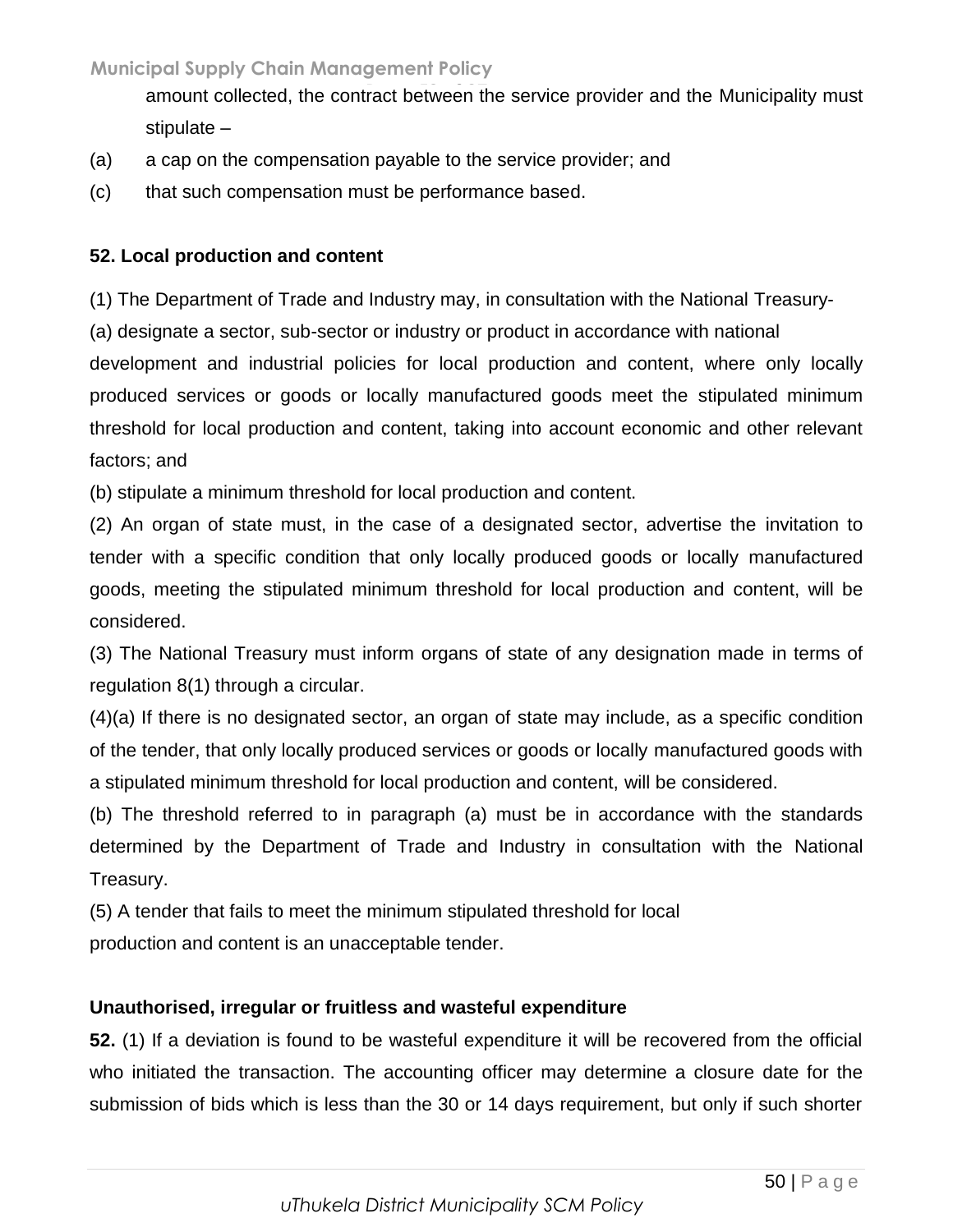amount collected, the contract between the service provider and the Municipality must stipulate –

(a) a cap on the compensation payable to the service provider; and

(c) that such compensation must be performance based.

**52. Local production and content**

(1) The Department of Trade and Industry may, in consultation with the National Treasury-

(a) designate a sector, sub-sector or industry or product in accordance with national development and industrial policies for local production and content, where only locally produced services or goods or locally manufactured goods meet the stipulated minimum threshold for local production and content, taking into account economic and other relevant factors; and

(b) stipulate a minimum threshold for local production and content.

(2) An organ of state must, in the case of a designated sector, advertise the invitation to tender with a specific condition that only locally produced goods or locally manufactured goods, meeting the stipulated minimum threshold for local production and content, will be considered.

(3) The National Treasury must inform organs of state of any designation made in terms of regulation 8(1) through a circular.

(4)(a) If there is no designated sector, an organ of state may include, as a specific condition of the tender, that only locally produced services or goods or locally manufactured goods with a stipulated minimum threshold for local production and content, will be considered.

(b) The threshold referred to in paragraph (a) must be in accordance with the standards determined by the Department of Trade and Industry in consultation with the National Treasury.

(5) A tender that fails to meet the minimum stipulated threshold for local production and content is an unacceptable tender.

**Unauthorised, irregular or fruitless and wasteful expenditure**

**52.** (1) If a deviation is found to be wasteful expenditure it will be recovered from the official who initiated the transaction. The accounting officer may determine a closure date for the submission of bids which is less than the 30 or 14 days requirement, but only if such shorter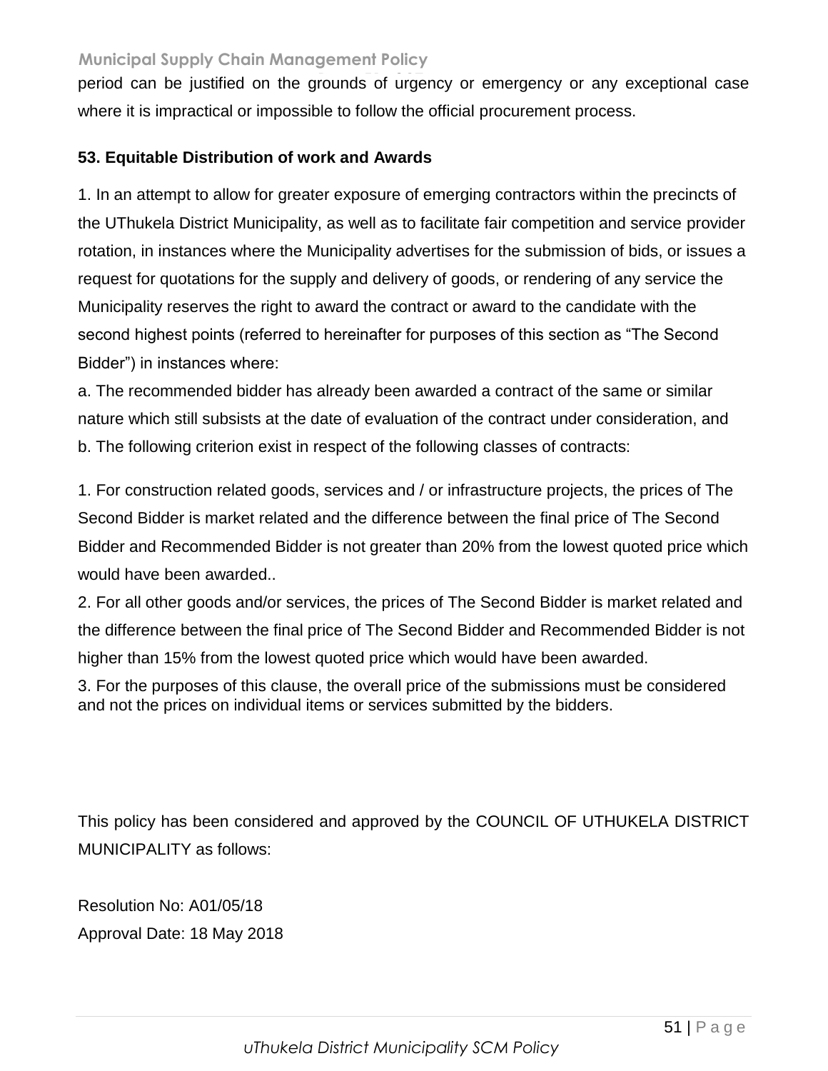period can be justified on the grounds of urgency or emergency or any exceptional case where it is impractical or impossible to follow the official procurement process.

### 53. Equitable Distribution of work and Awards

1. In an attempt to allow for greater exposure of emerging contractors within the precincts of the UThukela District Municipality, as well as to facilitate fair competition and service provider rotation, in instances where the Municipality advertises for the submission of bids, or issues a request for quotations for the supply and delivery of goods, or rendering of any service the Municipality reserves the right to award the contract or award to the candidate with the second highest points (referred to hereinafter for purposes of this section as "The Second Bidder") in instances where:

a. The recommended bidder has already been awarded a contract of the same or similar nature which still subsists at the date of evaluation of the contract under consideration, and

b. The following criterion exist in respect of the following classes of contracts:

1. For construction related goods, services and / or infrastructure projects, the prices of The Second Bidder is market related and the difference between the final price of The Second Bidder and Recommended Bidder is not greater than 20% from the lowest quoted price which would have been awarded..
2. For all other goods and/or services, the prices of The Second Bidder is market related and the difference between the final price of The Second Bidder and Recommended Bidder is not higher than 15% from the lowest quoted price which would have been awarded.
3. For the purposes of this clause, the overall price of the submissions must be considered and not the prices on individual items or services submitted by the bidders.

This policy has been considered and approved by the COUNCIL OF UTHUKELA DISTRICT MUNICIPALITY as follows:

Resolution No: A01/05/18

Approval Date: 18 May 2018